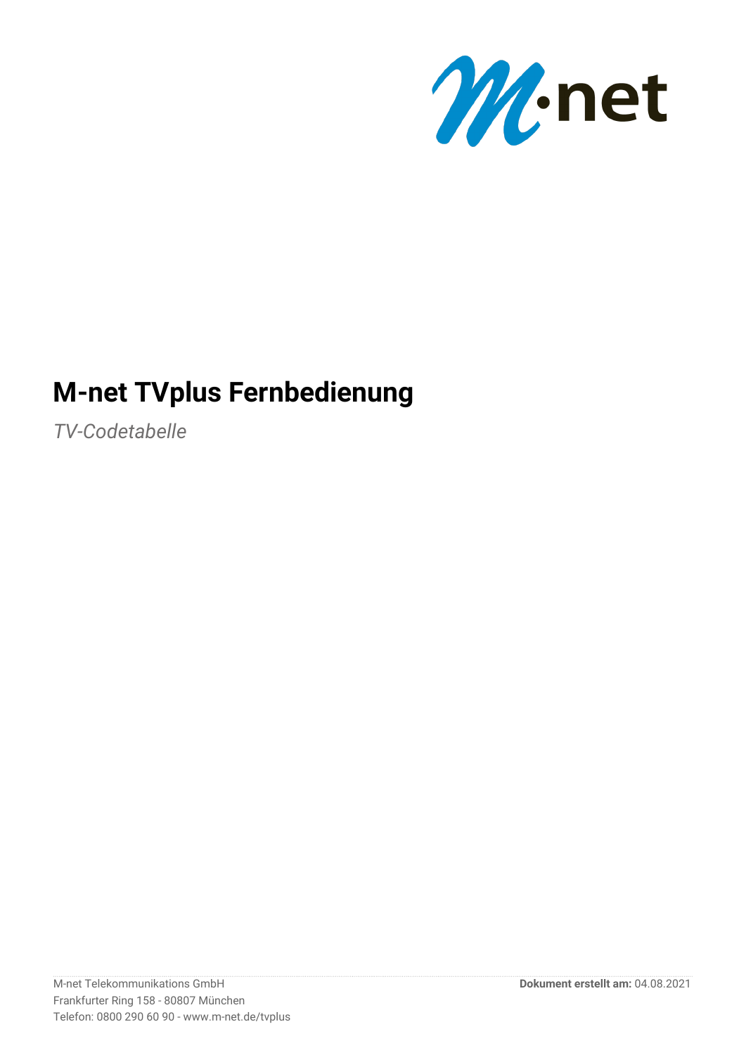# M-net TVplus Fernbedienung

*TV-Codetabelle*

M-net Telekommunikations GmbH
Frankfurter Ring 158 - 80807 München
Telefon: 0800 290 60 90 - www.m-net.de/tvplus

**Dokument erstellt am:** 04.08.2021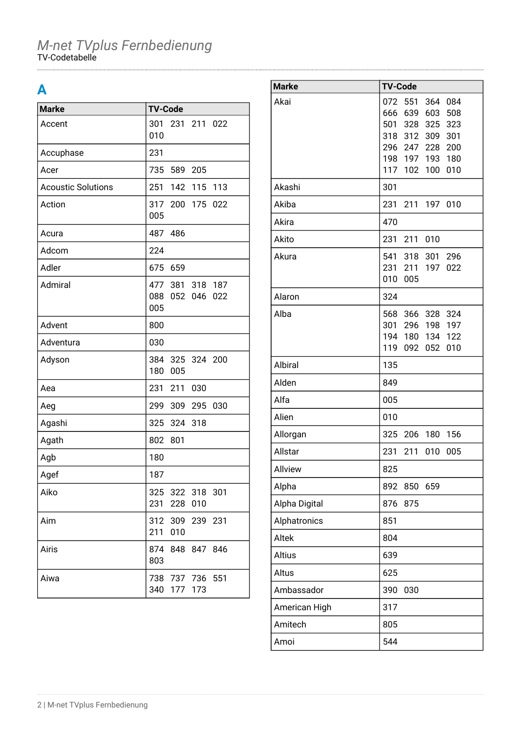# M-net TVplus Fernbedienung

TV-Codetabelle

## A

| Marke | TV-Code |
|---|---|
| Accent | 301 231 211 022 010 |
| Accuphase | 231 |
| Acer | 735 589 205 |
| Acoustic Solutions | 251 142 115 113 |
| Action | 317 200 175 022 005 |
| Acura | 487 486 |
| Adcom | 224 |
| Adler | 675 659 |
| Admiral | 477 381 318 187 088 052 046 022 005 |
| Advent | 800 |
| Adventura | 030 |
| Adyson | 384 325 324 200 180 005 |
| Aea | 231 211 030 |
| Aeg | 299 309 295 030 |
| Agashi | 325 324 318 |
| Agath | 802 801 |
| Agb | 180 |
| Agef | 187 |
| Aiko | 325 322 318 301 231 228 010 |
| Aim | 312 309 239 231 211 010 |
| Airis | 874 848 847 846 803 |
| Aiwa | 738 737 736 551 340 177 173 |

| Marke | TV-Code |
|---|---|
| Akai | 072 551 364 084 666 639 603 508 501 328 325 323 318 312 309 301 296 247 228 200 198 197 193 180 117 102 100 010 |
| Akashi | 301 |
| Akiba | 231 211 197 010 |
| Akira | 470 |
| Akito | 231 211 010 |
| Akura | 541 318 301 296 231 211 197 022 010 005 |
| Alaron | 324 |
| Alba | 568 366 328 324 301 296 198 197 194 180 134 122 119 092 052 010 |
| Albiral | 135 |
| Alden | 849 |
| Alfa | 005 |
| Alien | 010 |
| Allorgan | 325 206 180 156 |
| Allstar | 231 211 010 005 |
| Allview | 825 |
| Alpha | 892 850 659 |
| Alpha Digital | 876 875 |
| Alphatronics | 851 |
| Altek | 804 |
| Altius | 639 |
| Altus | 625 |
| Ambassador | 390 030 |
| American High | 317 |
| Amitech | 805 |
| Amoi | 544 |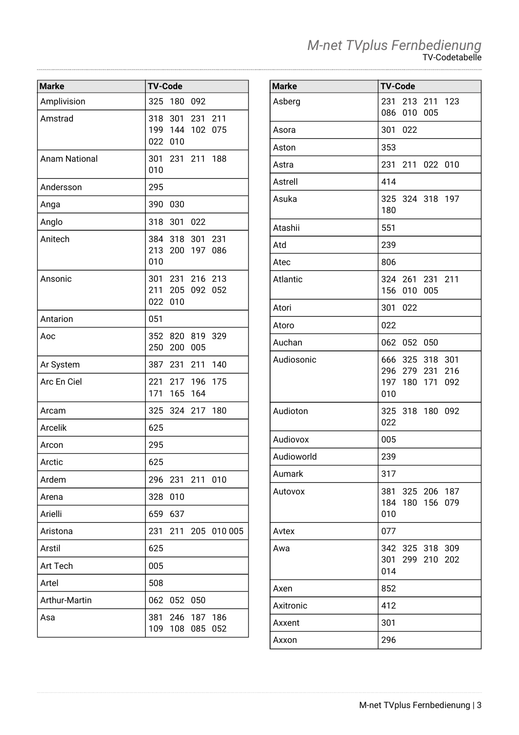| Marke | TV-Code |
|---|---|
| Amplivision | 325 180 092 |
| Amstrad | 318 301 231 211 199 144 102 075 022 010 |
| Anam National | 301 231 211 188 010 |
| Andersson | 295 |
| Anga | 390 030 |
| Anglo | 318 301 022 |
| Anitech | 384 318 301 231 213 200 197 086 010 |
| Ansonic | 301 231 216 213 211 205 092 052 022 010 |
| Antarion | 051 |
| Aoc | 352 820 819 329 250 200 005 |
| Ar System | 387 231 211 140 |
| Arc En Ciel | 221 217 196 175 171 165 164 |
| Arcam | 325 324 217 180 |
| Arcelik | 625 |
| Arcon | 295 |
| Arctic | 625 |
| Ardem | 296 231 211 010 |
| Arena | 328 010 |
| Arielli | 659 637 |
| Aristona | 231 211 205 010 005 |
| Arstil | 625 |
| Art Tech | 005 |
| Artel | 508 |
| Arthur-Martin | 062 052 050 |
| Asa | 381 246 187 186 109 108 085 052 |
| Asberg | 231 213 211 123 086 010 005 |
| Asora | 301 022 |
| Aston | 353 |
| Astra | 231 211 022 010 |
| Astrell | 414 |
| Asuka | 325 324 318 197 180 |
| Atashii | 551 |
| Atd | 239 |
| Atec | 806 |
| Atlantic | 324 261 231 211 156 010 005 |
| Atori | 301 022 |
| Atoro | 022 |
| Auchan | 062 052 050 |
| Audiosonic | 666 325 318 301 296 279 231 216 197 180 171 092 010 |
| Audioton | 325 318 180 092 022 |
| Audiovox | 005 |
| Audioworld | 239 |
| Aumark | 317 |
| Autovox | 381 325 206 187 184 180 156 079 010 |
| Avtex | 077 |
| Awa | 342 325 318 309 301 299 210 202 014 |
| Axen | 852 |
| Axitronic | 412 |
| Axxent | 301 |
| Axxon | 296 |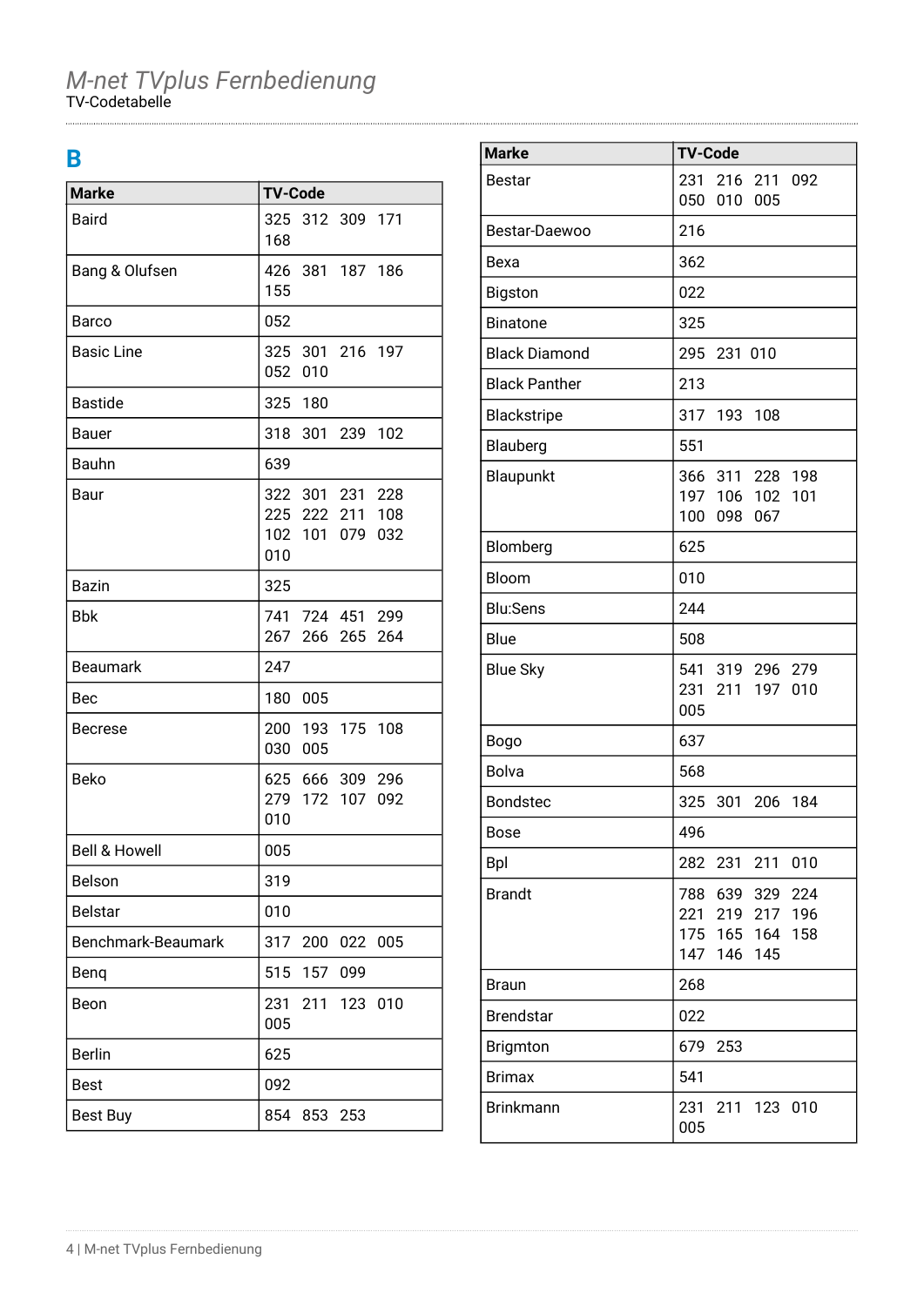# B

| Marke | TV-Code |
|---|---|
| Baird | 325 312 309 171 168 |
| Bang & Olufsen | 426 381 187 186 155 |
| Barco | 052 |
| Basic Line | 325 301 216 197 052 010 |
| Bastide | 325 180 |
| Bauer | 318 301 239 102 |
| Bauhn | 639 |
| Baur | 322 301 231 228 225 222 211 108 102 101 079 032 010 |
| Bazin | 325 |
| Bbk | 741 724 451 299 267 266 265 264 |
| Beaumark | 247 |
| Bec | 180 005 |
| Becrese | 200 193 175 108 030 005 |
| Beko | 625 666 309 296 279 172 107 092 010 |
| Bell & Howell | 005 |
| Belson | 319 |
| Belstar | 010 |
| Benchmark-Beaumark | 317 200 022 005 |
| Benq | 515 157 099 |
| Beon | 231 211 123 010 005 |
| Berlin | 625 |
| Best | 092 |
| Best Buy | 854 853 253 |
| Bestar | 231 216 211 092 050 010 005 |
| Bestar-Daewoo | 216 |
| Bexa | 362 |
| Bigston | 022 |
| Binatone | 325 |
| Black Diamond | 295 231 010 |
| Black Panther | 213 |
| Blackstripe | 317 193 108 |
| Blauberg | 551 |
| Blaupunkt | 366 311 228 198 197 106 102 101 100 098 067 |
| Blomberg | 625 |
| Bloom | 010 |
| Blu:Sens | 244 |
| Blue | 508 |
| Blue Sky | 541 319 296 279 231 211 197 010 005 |
| Bogo | 637 |
| Bolva | 568 |
| Bondstec | 325 301 206 184 |
| Bose | 496 |
| Bpl | 282 231 211 010 |
| Brandt | 788 639 329 224 221 219 217 196 175 165 164 158 147 146 145 |
| Braun | 268 |
| Brendstar | 022 |
| Brigmton | 679 253 |
| Brimax | 541 |
| Brinkmann | 231 211 123 010 005 |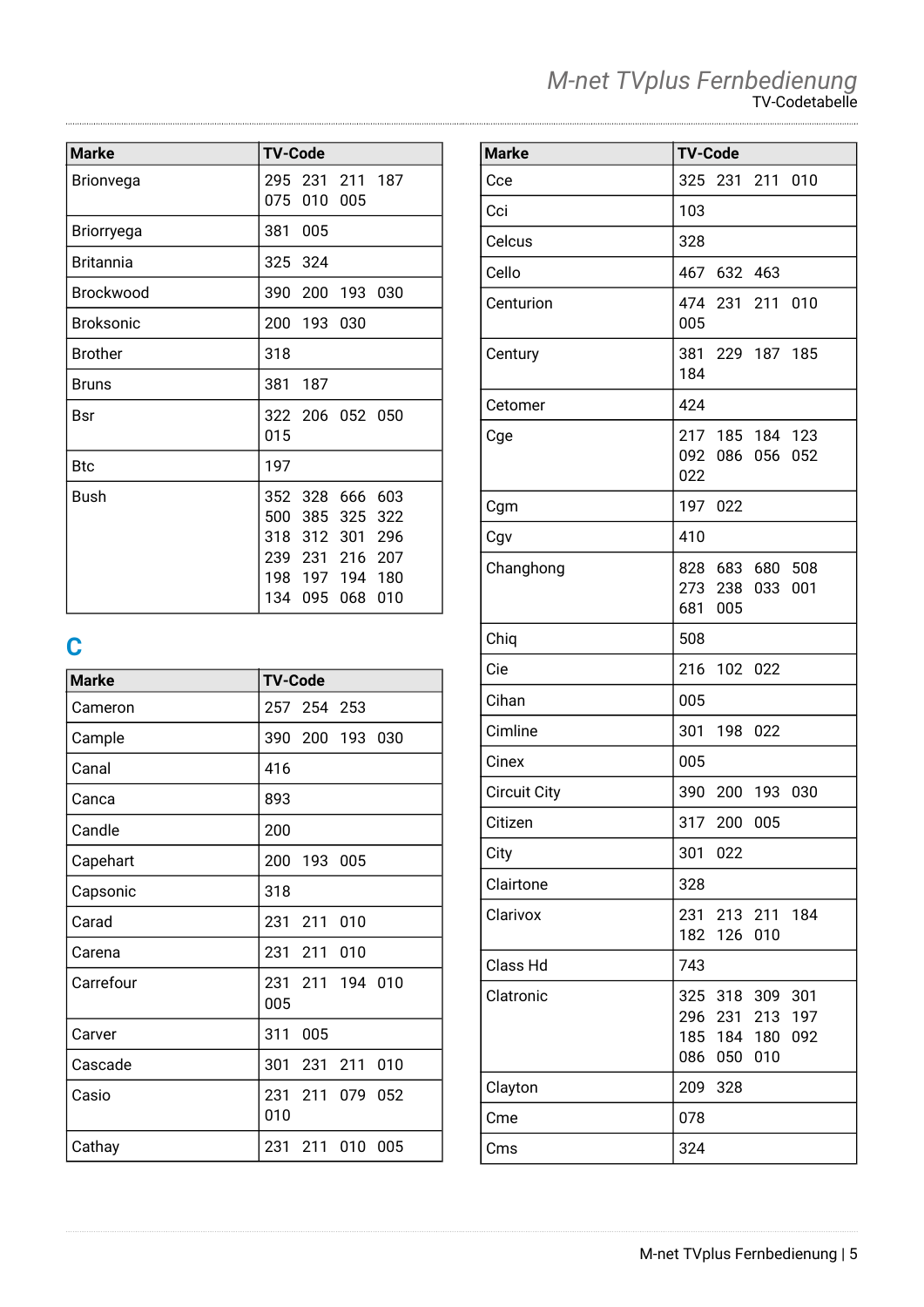| Marke | TV-Code |
|---|---|
| Brionvega | 295 231 211 187 075 010 005 |
| Briorryega | 381 005 |
| Britannia | 325 324 |
| Brockwood | 390 200 193 030 |
| Broksonic | 200 193 030 |
| Brother | 318 |
| Bruns | 381 187 |
| Bsr | 322 206 052 050 015 |
| Btc | 197 |
| Bush | 352 328 666 603 500 385 325 322 318 312 301 296 239 231 216 207 198 197 194 180 134 095 068 010 |

## C

| Marke | TV-Code |
|---|---|
| Cameron | 257 254 253 |
| Cample | 390 200 193 030 |
| Canal | 416 |
| Canca | 893 |
| Candle | 200 |
| Capehart | 200 193 005 |
| Capsonic | 318 |
| Carad | 231 211 010 |
| Carena | 231 211 010 |
| Carrefour | 231 211 194 010 005 |
| Carver | 311 005 |
| Cascade | 301 231 211 010 |
| Casio | 231 211 079 052 010 |
| Cathay | 231 211 010 005 |

| Marke | TV-Code |
|---|---|
| Cce | 325 231 211 010 |
| Cci | 103 |
| Celcus | 328 |
| Cello | 467 632 463 |
| Centurion | 474 231 211 010 005 |
| Century | 381 229 187 185 184 |
| Cetomer | 424 |
| Cge | 217 185 184 123 092 086 056 052 022 |
| Cgm | 197 022 |
| Cgv | 410 |
| Changhong | 828 683 680 508 273 238 033 001 681 005 |
| Chiq | 508 |
| Cie | 216 102 022 |
| Cihan | 005 |
| Cimline | 301 198 022 |
| Cinex | 005 |
| Circuit City | 390 200 193 030 |
| Citizen | 317 200 005 |
| City | 301 022 |
| Clairtone | 328 |
| Clarivox | 231 213 211 184 182 126 010 |
| Class Hd | 743 |
| Clatronic | 325 318 309 301 296 231 213 197 185 184 180 092 086 050 010 |
| Clayton | 209 328 |
| Cme | 078 |
| Cms | 324 |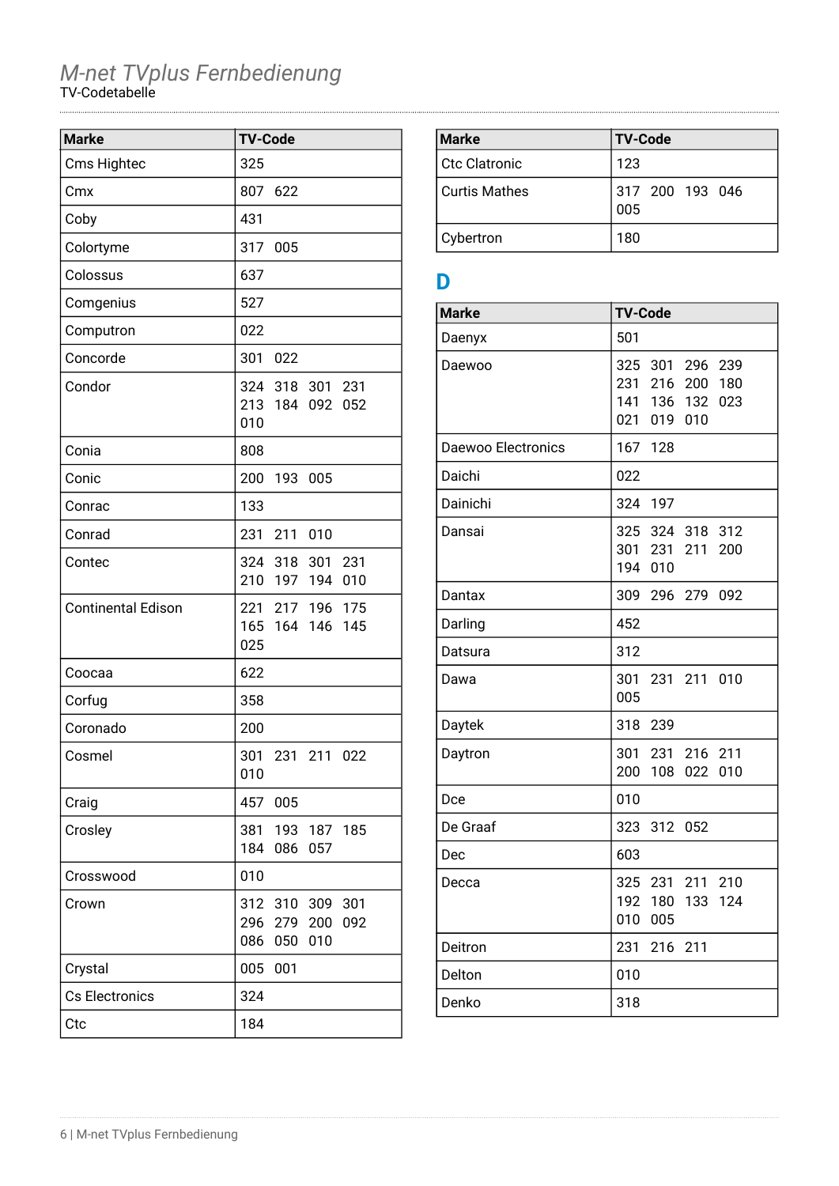# M-net TVplus Fernbedienung

TV-Codetabelle

| Marke | TV-Code |
|---|---|
| Cms Hightec | 325 |
| Cmx | 807 622 |
| Coby | 431 |
| Colortyme | 317 005 |
| Colossus | 637 |
| Comgenius | 527 |
| Computron | 022 |
| Concorde | 301 022 |
| Condor | 324 318 301 231 213 184 092 052 010 |
| Conia | 808 |
| Conic | 200 193 005 |
| Conrac | 133 |
| Conrad | 231 211 010 |
| Contec | 324 318 301 231 210 197 194 010 |
| Continental Edison | 221 217 196 175 165 164 146 145 025 |
| Coocaa | 622 |
| Corfug | 358 |
| Coronado | 200 |
| Cosmel | 301 231 211 022 010 |
| Craig | 457 005 |
| Crosley | 381 193 187 185 184 086 057 |
| Crosswood | 010 |
| Crown | 312 310 309 301 296 279 200 092 086 050 010 |
| Crystal | 005 001 |
| Cs Electronics | 324 |
| Ctc | 184 |
| Ctc Clatronic | 123 |
| Curtis Mathes | 317 200 193 046 005 |
| Cybertron | 180 |

## D

| Marke | TV-Code |
|---|---|
| Daenyx | 501 |
| Daewoo | 325 301 296 239 231 216 200 180 141 136 132 023 021 019 010 |
| Daewoo Electronics | 167 128 |
| Daichi | 022 |
| Dainichi | 324 197 |
| Dansai | 325 324 318 312 301 231 211 200 194 010 |
| Dantax | 309 296 279 092 |
| Darling | 452 |
| Datsura | 312 |
| Dawa | 301 231 211 010 005 |
| Daytek | 318 239 |
| Daytron | 301 231 216 211 200 108 022 010 |
| Dce | 010 |
| De Graaf | 323 312 052 |
| Dec | 603 |
| Decca | 325 231 211 210 192 180 133 124 010 005 |
| Deitron | 231 216 211 |
| Delton | 010 |
| Denko | 318 |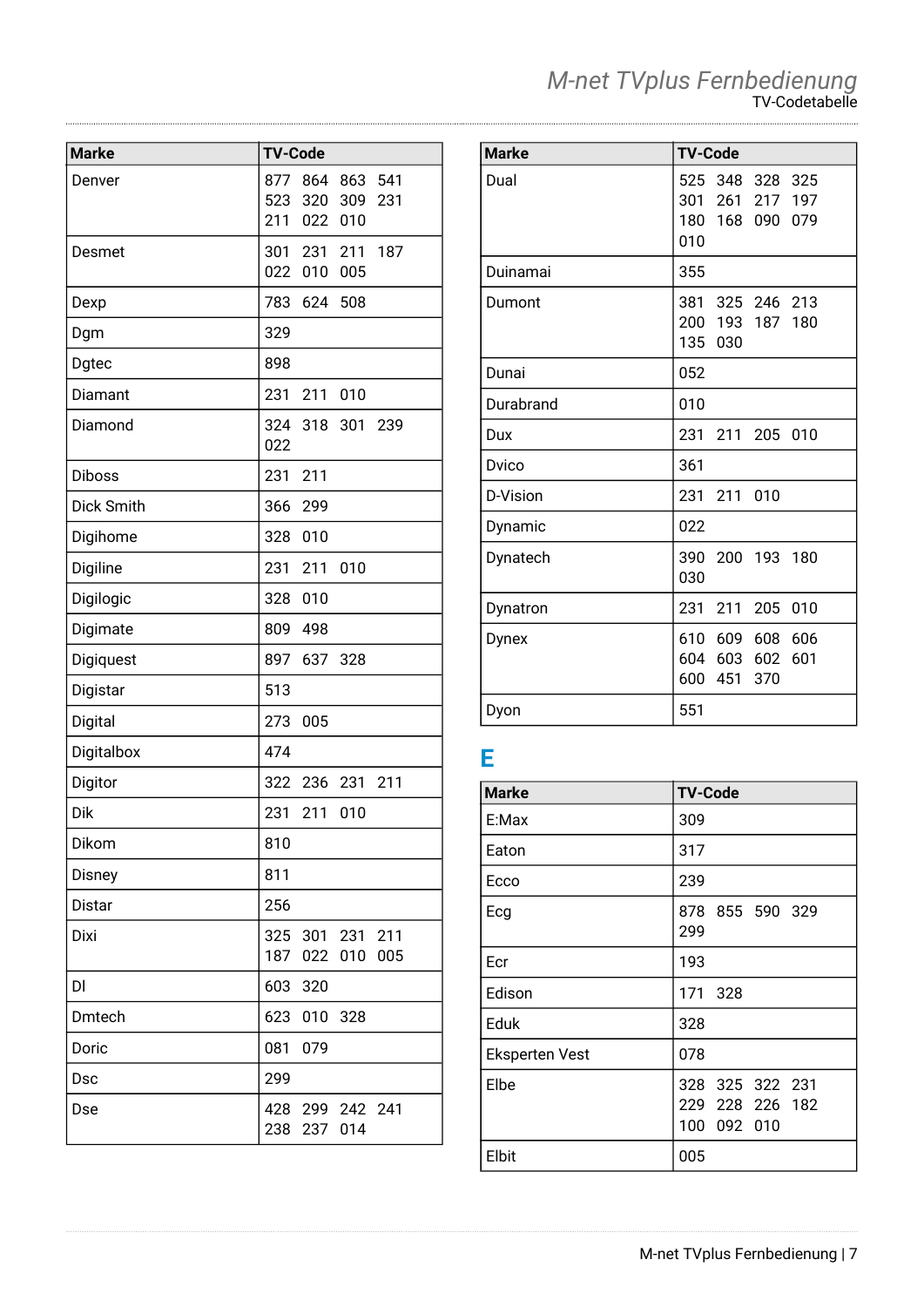| Marke | TV-Code |
|---|---|
| Denver | 877 864 863 541 523 320 309 231 211 022 010 |
| Desmet | 301 231 211 187 022 010 005 |
| Dexp | 783 624 508 |
| Dgm | 329 |
| Dgtec | 898 |
| Diamant | 231 211 010 |
| Diamond | 324 318 301 239 022 |
| Diboss | 231 211 |
| Dick Smith | 366 299 |
| Digihome | 328 010 |
| Digiline | 231 211 010 |
| Digilogic | 328 010 |
| Digimate | 809 498 |
| Digiquest | 897 637 328 |
| Digistar | 513 |
| Digital | 273 005 |
| Digitalbox | 474 |
| Digitor | 322 236 231 211 |
| Dik | 231 211 010 |
| Dikom | 810 |
| Disney | 811 |
| Distar | 256 |
| Dixi | 325 301 231 211 187 022 010 005 |
| Dl | 603 320 |
| Dmtech | 623 010 328 |
| Doric | 081 079 |
| Dsc | 299 |
| Dse | 428 299 242 241 238 237 014 |

| Marke | TV-Code |
|---|---|
| Dual | 525 348 328 325 301 261 217 197 180 168 090 079 010 |
| Duinamai | 355 |
| Dumont | 381 325 246 213 200 193 187 180 135 030 |
| Dunai | 052 |
| Durabrand | 010 |
| Dux | 231 211 205 010 |
| Dvico | 361 |
| D-Vision | 231 211 010 |
| Dynamic | 022 |
| Dynatech | 390 200 193 180 030 |
| Dynatron | 231 211 205 010 |
| Dynex | 610 609 608 606 604 603 602 601 600 451 370 |
| Dyon | 551 |

## E

| Marke | TV-Code |
|---|---|
| E:Max | 309 |
| Eaton | 317 |
| Ecco | 239 |
| Ecg | 878 855 590 329 299 |
| Ecr | 193 |
| Edison | 171 328 |
| Eduk | 328 |
| Eksperten Vest | 078 |
| Elbe | 328 325 322 231 229 228 226 182 100 092 010 |
| Elbit | 005 |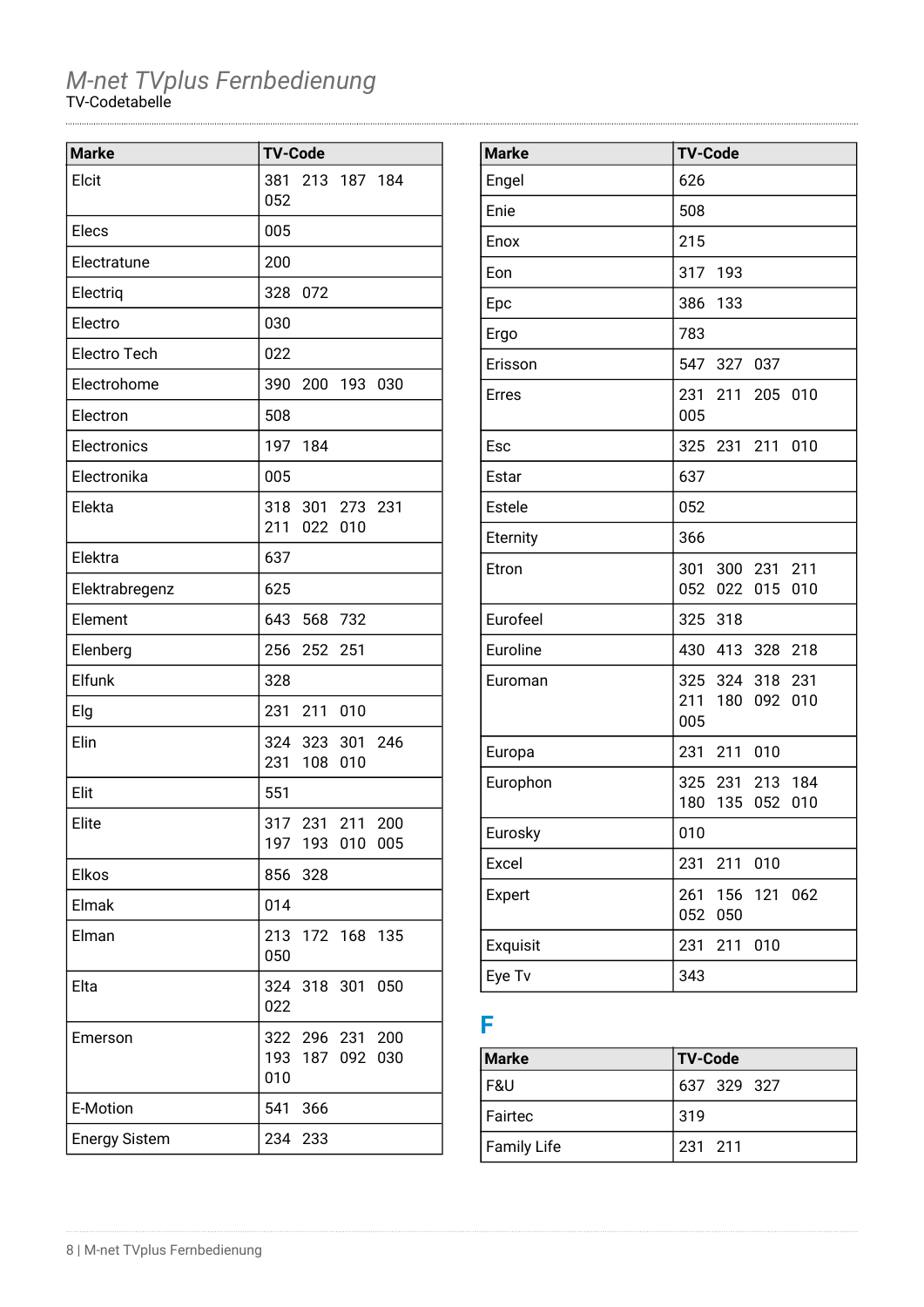# M-net TVplus Fernbedienung

TV-Codetabelle

| Marke | TV-Code |
|---|---|
| Elcit | 381 213 187 184 052 |
| Elecs | 005 |
| Electratune | 200 |
| Electriq | 328 072 |
| Electro | 030 |
| Electro Tech | 022 |
| Electrohome | 390 200 193 030 |
| Electron | 508 |
| Electronics | 197 184 |
| Electronika | 005 |
| Elekta | 318 301 273 231 211 022 010 |
| Elektra | 637 |
| Elektrabregenz | 625 |
| Element | 643 568 732 |
| Elenberg | 256 252 251 |
| Elfunk | 328 |
| Elg | 231 211 010 |
| Elin | 324 323 301 246 231 108 010 |
| Elit | 551 |
| Elite | 317 231 211 200 197 193 010 005 |
| Elkos | 856 328 |
| Elmak | 014 |
| Elman | 213 172 168 135 050 |
| Elta | 324 318 301 050 022 |
| Emerson | 322 296 231 200 193 187 092 030 010 |
| E-Motion | 541 366 |
| Energy Sistem | 234 233 |
| Engel | 626 |
| Enie | 508 |
| Enox | 215 |
| Eon | 317 193 |
| Epc | 386 133 |
| Ergo | 783 |
| Erisson | 547 327 037 |
| Erres | 231 211 205 010 005 |
| Esc | 325 231 211 010 |
| Estar | 637 |
| Estele | 052 |
| Eternity | 366 |
| Etron | 301 300 231 211 052 022 015 010 |
| Eurofeel | 325 318 |
| Euroline | 430 413 328 218 |
| Euroman | 325 324 318 231 211 180 092 010 005 |
| Europa | 231 211 010 |
| Europhon | 325 231 213 184 180 135 052 010 |
| Eurosky | 010 |
| Excel | 231 211 010 |
| Expert | 261 156 121 062 052 050 |
| Exquisit | 231 211 010 |
| Eye Tv | 343 |

## F

| Marke | TV-Code |
|---|---|
| F&U | 637 329 327 |
| Fairtec | 319 |
| Family Life | 231 211 |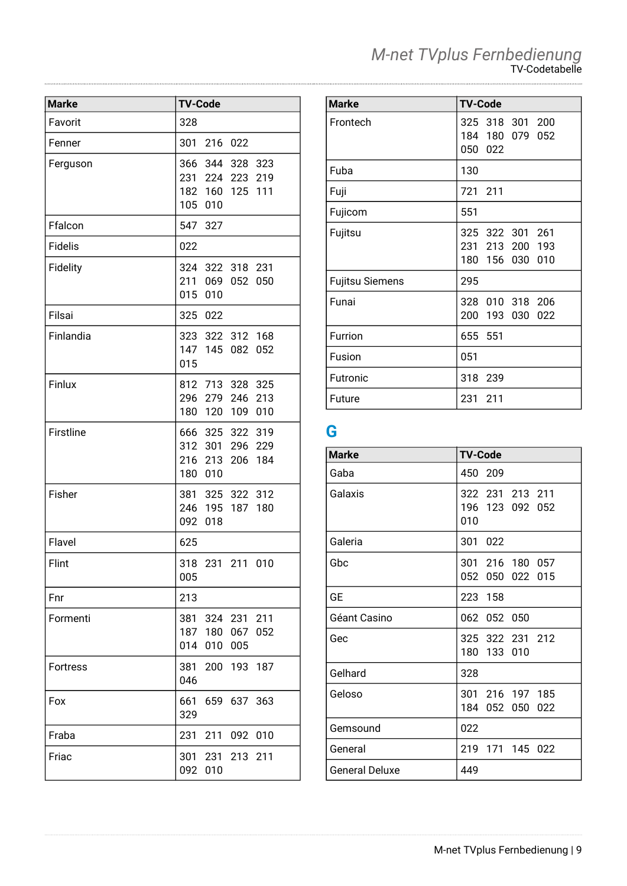| Marke | TV-Code |
|---|---|
| Favorit | 328 |
| Fenner | 301 216 022 |
| Ferguson | 366 344 328 323 231 224 223 219 182 160 125 111 105 010 |
| Ffalcon | 547 327 |
| Fidelis | 022 |
| Fidelity | 324 322 318 231 211 069 052 050 015 010 |
| Filsai | 325 022 |
| Finlandia | 323 322 312 168 147 145 082 052 015 |
| Finlux | 812 713 328 325 296 279 246 213 180 120 109 010 |
| Firstline | 666 325 322 319 312 301 296 229 216 213 206 184 180 010 |
| Fisher | 381 325 322 312 246 195 187 180 092 018 |
| Flavel | 625 |
| Flint | 318 231 211 010 005 |
| Fnr | 213 |
| Formenti | 381 324 231 211 187 180 067 052 014 010 005 |
| Fortress | 381 200 193 187 046 |
| Fox | 661 659 637 363 329 |
| Fraba | 231 211 092 010 |
| Friac | 301 231 213 211 092 010 |

| Marke | TV-Code |
|---|---|
| Frontech | 325 318 301 200 184 180 079 052 050 022 |
| Fuba | 130 |
| Fuji | 721 211 |
| Fujicom | 551 |
| Fujitsu | 325 322 301 261 231 213 200 193 180 156 030 010 |
| Fujitsu Siemens | 295 |
| Funai | 328 010 318 206 200 193 030 022 |
| Furrion | 655 551 |
| Fusion | 051 |
| Futronic | 318 239 |
| Future | 231 211 |

## G

| Marke | TV-Code |
|---|---|
| Gaba | 450 209 |
| Galaxis | 322 231 213 211 196 123 092 052 010 |
| Galeria | 301 022 |
| Gbc | 301 216 180 057 052 050 022 015 |
| GE | 223 158 |
| Géant Casino | 062 052 050 |
| Gec | 325 322 231 212 180 133 010 |
| Gelhard | 328 |
| Geloso | 301 216 197 185 184 052 050 022 |
| Gemsound | 022 |
| General | 219 171 145 022 |
| General Deluxe | 449 |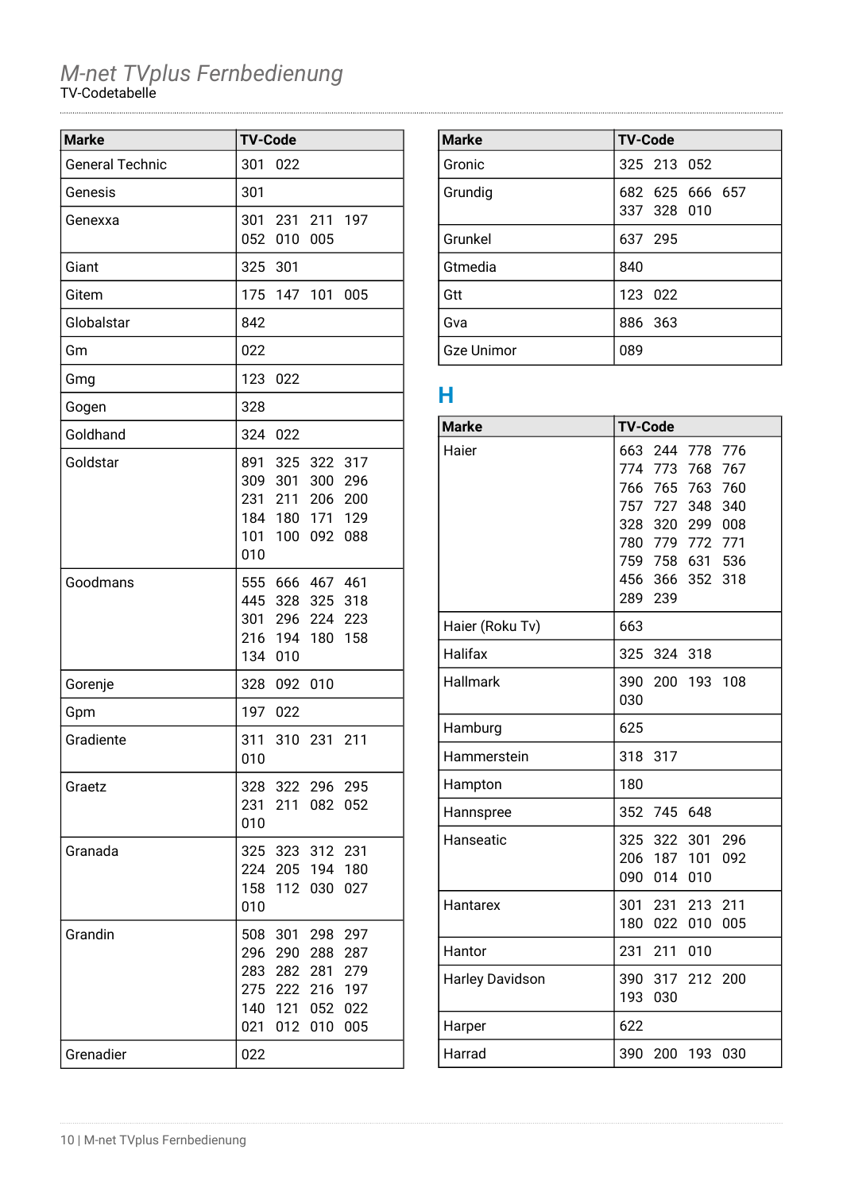# M-net TVplus Fernbedienung

TV-Codetabelle

| Marke | TV-Code |
|---|---|
| General Technic | 301 022 |
| Genesis | 301 |
| Genexxa | 301 231 211 197 052 010 005 |
| Giant | 325 301 |
| Gitem | 175 147 101 005 |
| Globalstar | 842 |
| Gm | 022 |
| Gmg | 123 022 |
| Gogen | 328 |
| Goldhand | 324 022 |
| Goldstar | 891 325 322 317 309 301 300 296 231 211 206 200 184 180 171 129 101 100 092 088 010 |
| Goodmans | 555 666 467 461 445 328 325 318 301 296 224 223 216 194 180 158 134 010 |
| Gorenje | 328 092 010 |
| Gpm | 197 022 |
| Gradiente | 311 310 231 211 010 |
| Graetz | 328 322 296 295 231 211 082 052 010 |
| Granada | 325 323 312 231 224 205 194 180 158 112 030 027 010 |
| Grandin | 508 301 298 297 296 290 288 287 283 282 281 279 275 222 216 197 140 121 052 022 021 012 010 005 |
| Grenadier | 022 |
| Gronic | 325 213 052 |
| Grundig | 682 625 666 657 337 328 010 |
| Grunkel | 637 295 |
| Gtmedia | 840 |
| Gtt | 123 022 |
| Gva | 886 363 |
| Gze Unimor | 089 |

## H

| Marke | TV-Code |
|---|---|
| Haier | 663 244 778 776 774 773 768 767 766 765 763 760 757 727 348 340 328 320 299 008 780 779 772 771 759 758 631 536 456 366 352 318 289 239 |
| Haier (Roku Tv) | 663 |
| Halifax | 325 324 318 |
| Hallmark | 390 200 193 108 030 |
| Hamburg | 625 |
| Hammerstein | 318 317 |
| Hampton | 180 |
| Hannspree | 352 745 648 |
| Hanseatic | 325 322 301 296 206 187 101 092 090 014 010 |
| Hantarex | 301 231 213 211 180 022 010 005 |
| Hantor | 231 211 010 |
| Harley Davidson | 390 317 212 200 193 030 |
| Harper | 622 |
| Harrad | 390 200 193 030 |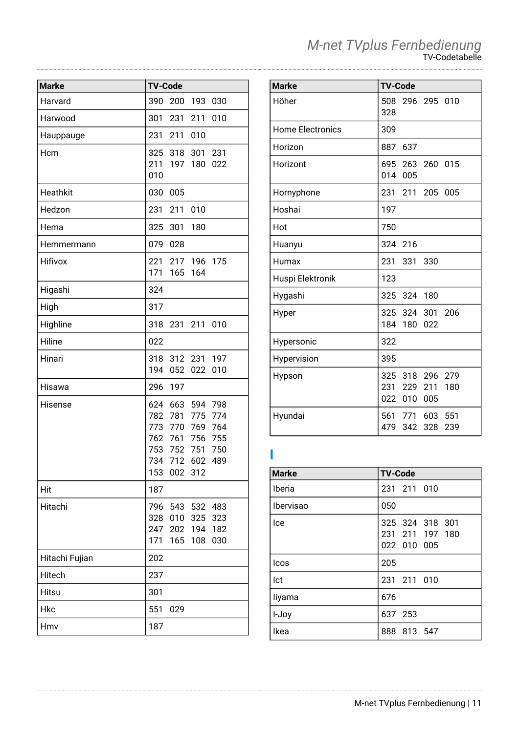| Marke | TV-Code |
|---|---|
| Harvard | 390 200 193 030 |
| Harwood | 301 231 211 010 |
| Hauppauge | 231 211 010 |
| Hcm | 325 318 301 231 211 197 180 022 010 |
| Heathkit | 030 005 |
| Hedzon | 231 211 010 |
| Hema | 325 301 180 |
| Hemmermann | 079 028 |
| Hifivox | 221 217 196 175 171 165 164 |
| Higashi | 324 |
| High | 317 |
| Highline | 318 231 211 010 |
| Hiline | 022 |
| Hinari | 318 312 231 197 194 052 022 010 |
| Hisawa | 296 197 |
| Hisense | 624 663 594 798 782 781 775 774 773 770 769 764 762 761 756 755 753 752 751 750 734 712 602 489 153 002 312 |
| Hit | 187 |
| Hitachi | 796 543 532 483 328 010 325 323 247 202 194 182 171 165 108 030 |
| Hitachi Fujian | 202 |
| Hitech | 237 |
| Hitsu | 301 |
| Hkc | 551 029 |
| Hmv | 187 |
| Höher | 508 296 295 010 328 |
| Home Electronics | 309 |
| Horizon | 887 637 |
| Horizont | 695 263 260 015 014 005 |
| Hornyphone | 231 211 205 005 |
| Hoshai | 197 |
| Hot | 750 |
| Huanyu | 324 216 |
| Humax | 231 331 330 |
| Huspi Elektronik | 123 |
| Hygashi | 325 324 180 |
| Hyper | 325 324 301 206 184 180 022 |
| Hypersonic | 322 |
| Hypervision | 395 |
| Hypson | 325 318 296 279 231 229 211 180 022 010 005 |
| Hyundai | 561 771 603 551 479 342 328 239 |

## I

| Marke | TV-Code |
|---|---|
| Iberia | 231 211 010 |
| Ibervisao | 050 |
| Ice | 325 324 318 301 231 211 197 180 022 010 005 |
| Icos | 205 |
| Ict | 231 211 010 |
| Iiyama | 676 |
| I-Joy | 637 253 |
| Ikea | 888 813 547 |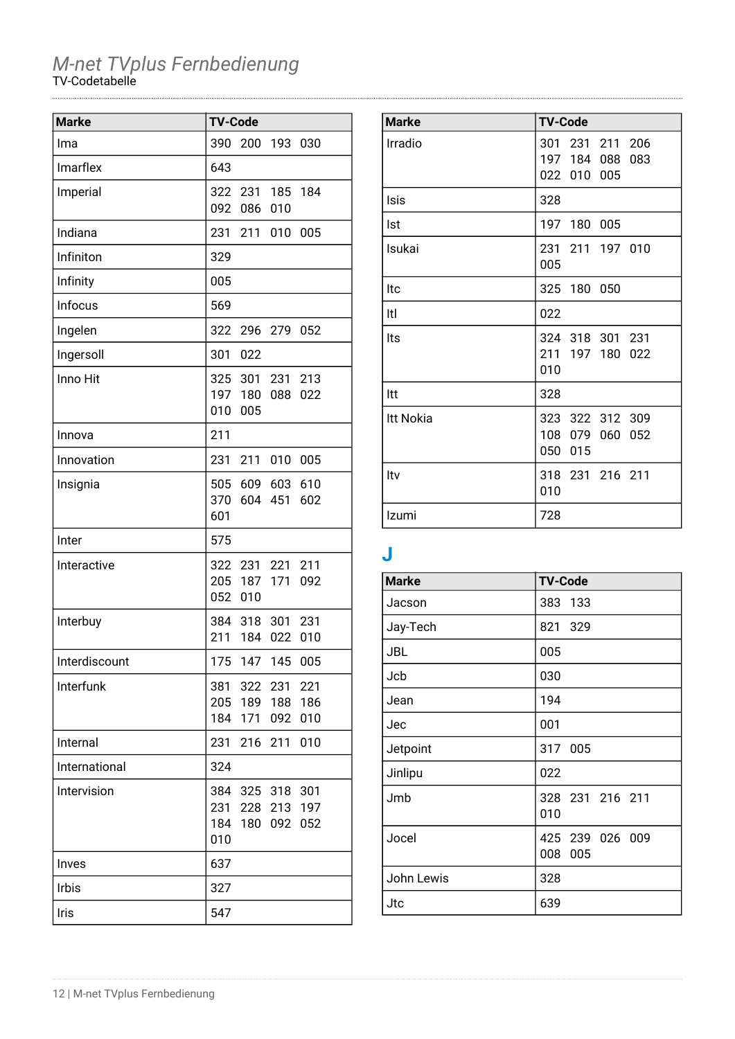# M-net TVplus Fernbedienung

TV-Codetabelle

| Marke | TV-Code |
|---|---|
| Ima | 390 200 193 030 |
| Imarflex | 643 |
| Imperial | 322 231 185 184 092 086 010 |
| Indiana | 231 211 010 005 |
| Infiniton | 329 |
| Infinity | 005 |
| Infocus | 569 |
| Ingelen | 322 296 279 052 |
| Ingersoll | 301 022 |
| Inno Hit | 325 301 231 213 197 180 088 022 010 005 |
| Innova | 211 |
| Innovation | 231 211 010 005 |
| Insignia | 505 609 603 610 370 604 451 602 601 |
| Inter | 575 |
| Interactive | 322 231 221 211 205 187 171 092 052 010 |
| Interbuy | 384 318 301 231 211 184 022 010 |
| Interdiscount | 175 147 145 005 |
| Interfunk | 381 322 231 221 205 189 188 186 184 171 092 010 |
| Internal | 231 216 211 010 |
| International | 324 |
| Intervision | 384 325 318 301 231 228 213 197 184 180 092 052 010 |
| Inves | 637 |
| Irbis | 327 |
| Iris | 547 |
| Irradio | 301 231 211 206 197 184 088 083 022 010 005 |
| Isis | 328 |
| Ist | 197 180 005 |
| Isukai | 231 211 197 010 005 |
| Itc | 325 180 050 |
| Itl | 022 |
| Its | 324 318 301 231 211 197 180 022 010 |
| Itt | 328 |
| Itt Nokia | 323 322 312 309 108 079 060 052 050 015 |
| Itv | 318 231 216 211 010 |
| Izumi | 728 |

## J

| Marke | TV-Code |
|---|---|
| Jacson | 383 133 |
| Jay-Tech | 821 329 |
| JBL | 005 |
| Jcb | 030 |
| Jean | 194 |
| Jec | 001 |
| Jetpoint | 317 005 |
| Jinlipu | 022 |
| Jmb | 328 231 216 211 010 |
| Jocel | 425 239 026 009 008 005 |
| John Lewis | 328 |
| Jtc | 639 |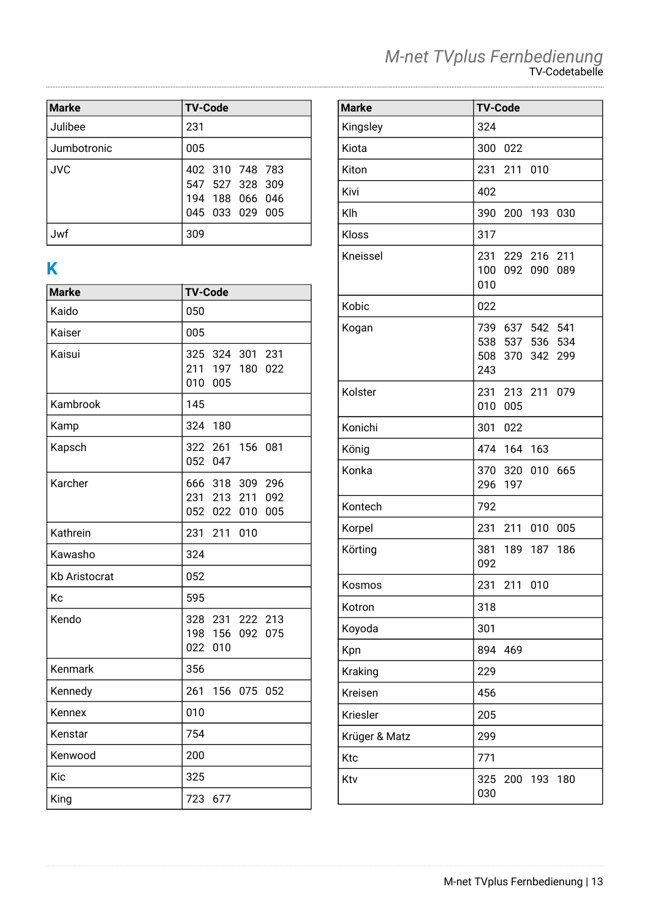| Marke | TV-Code |
|---|---|
| Julibee | 231 |
| Jumbotronic | 005 |
| JVC | 402 310 748 783 547 527 328 309 194 188 066 046 045 033 029 005 |
| Jwf | 309 |

## K

| Marke | TV-Code |
|---|---|
| Kaido | 050 |
| Kaiser | 005 |
| Kaisui | 325 324 301 231 211 197 180 022 010 005 |
| Kambrook | 145 |
| Kamp | 324 180 |
| Kapsch | 322 261 156 081 052 047 |
| Karcher | 666 318 309 296 231 213 211 092 052 022 010 005 |
| Kathrein | 231 211 010 |
| Kawasho | 324 |
| Kb Aristocrat | 052 |
| Kc | 595 |
| Kendo | 328 231 222 213 198 156 092 075 022 010 |
| Kenmark | 356 |
| Kennedy | 261 156 075 052 |
| Kennex | 010 |
| Kenstar | 754 |
| Kenwood | 200 |
| Kic | 325 |
| King | 723 677 |
| Kingsley | 324 |
| Kiota | 300 022 |
| Kiton | 231 211 010 |
| Kivi | 402 |
| Klh | 390 200 193 030 |
| Kloss | 317 |
| Kneissel | 231 229 216 211 100 092 090 089 010 |
| Kobic | 022 |
| Kogan | 739 637 542 541 538 537 536 534 508 370 342 299 243 |
| Kolster | 231 213 211 079 010 005 |
| Konichi | 301 022 |
| König | 474 164 163 |
| Konka | 370 320 010 665 296 197 |
| Kontech | 792 |
| Korpel | 231 211 010 005 |
| Körting | 381 189 187 186 092 |
| Kosmos | 231 211 010 |
| Kotron | 318 |
| Koyoda | 301 |
| Kpn | 894 469 |
| Kraking | 229 |
| Kreisen | 456 |
| Kriesler | 205 |
| Krüger & Matz | 299 |
| Ktc | 771 |
| Ktv | 325 200 193 180 030 |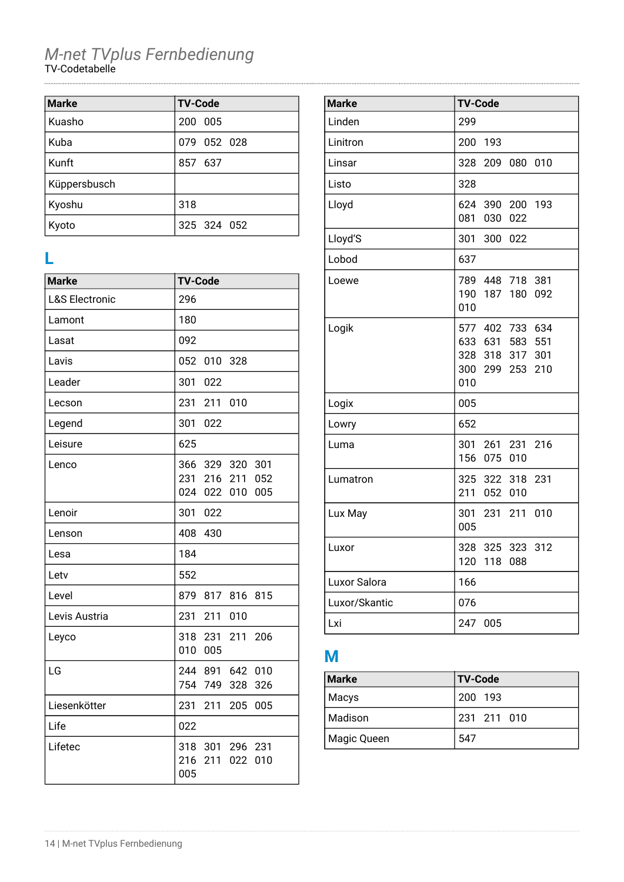# M-net TVplus Fernbedienung

TV-Codetabelle

| Marke | TV-Code |
|---|---|
| Kuasho | 200 005 |
| Kuba | 079 052 028 |
| Kunft | 857 637 |
| Küppersbusch | |
| Kyoshu | 318 |
| Kyoto | 325 324 052 |

## L

| Marke | TV-Code |
|---|---|
| L&S Electronic | 296 |
| Lamont | 180 |
| Lasat | 092 |
| Lavis | 052 010 328 |
| Leader | 301 022 |
| Lecson | 231 211 010 |
| Legend | 301 022 |
| Leisure | 625 |
| Lenco | 366 329 320 301 231 216 211 052 024 022 010 005 |
| Lenoir | 301 022 |
| Lenson | 408 430 |
| Lesa | 184 |
| Letv | 552 |
| Level | 879 817 816 815 |
| Levis Austria | 231 211 010 |
| Leyco | 318 231 211 206 010 005 |
| LG | 244 891 642 010 754 749 328 326 |
| Liesenkötter | 231 211 205 005 |
| Life | 022 |
| Lifetec | 318 301 296 231 216 211 022 010 005 |
| Linden | 299 |
| Linitron | 200 193 |
| Linsar | 328 209 080 010 |
| Listo | 328 |
| Lloyd | 624 390 200 193 081 030 022 |
| Lloyd'S | 301 300 022 |
| Lobod | 637 |
| Loewe | 789 448 718 381 190 187 180 092 010 |
| Logik | 577 402 733 634 633 631 583 551 328 318 317 301 300 299 253 210 010 |
| Logix | 005 |
| Lowry | 652 |
| Luma | 301 261 231 216 156 075 010 |
| Lumatron | 325 322 318 231 211 052 010 |
| Lux May | 301 231 211 010 005 |
| Luxor | 328 325 323 312 120 118 088 |
| Luxor Salora | 166 |
| Luxor/Skantic | 076 |
| Lxi | 247 005 |

## M

| Marke | TV-Code |
|---|---|
| Macys | 200 193 |
| Madison | 231 211 010 |
| Magic Queen | 547 |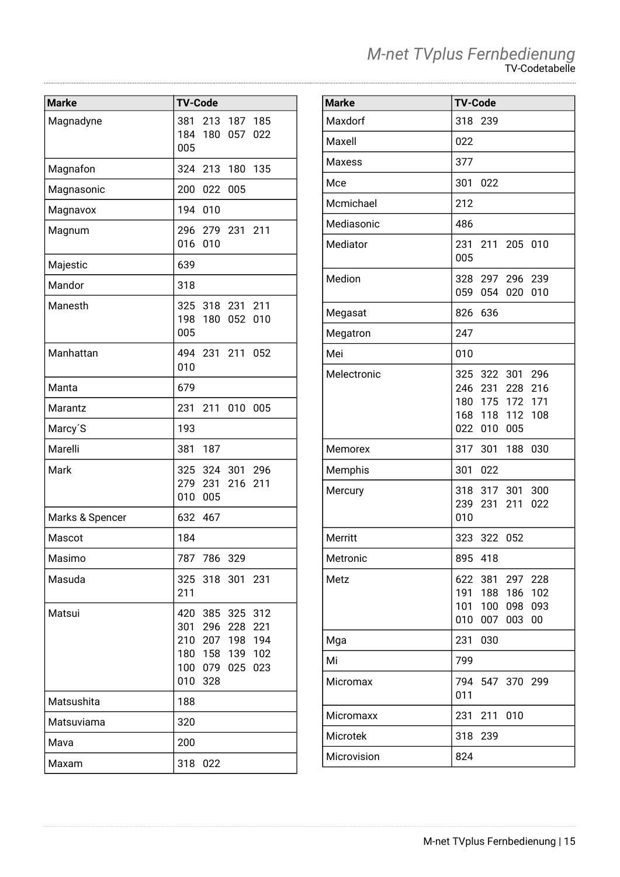| Marke | TV-Code |
|---|---|
| Magnadyne | 381 213 187 185 184 180 057 022 005 |
| Magnafon | 324 213 180 135 |
| Magnasonic | 200 022 005 |
| Magnavox | 194 010 |
| Magnum | 296 279 231 211 016 010 |
| Majestic | 639 |
| Mandor | 318 |
| Manesth | 325 318 231 211 198 180 052 010 005 |
| Manhattan | 494 231 211 052 010 |
| Manta | 679 |
| Marantz | 231 211 010 005 |
| Marcy´S | 193 |
| Marelli | 381 187 |
| Mark | 325 324 301 296 279 231 216 211 010 005 |
| Marks & Spencer | 632 467 |
| Mascot | 184 |
| Masimo | 787 786 329 |
| Masuda | 325 318 301 231 211 |
| Matsui | 420 385 325 312 301 296 228 221 210 207 198 194 180 158 139 102 100 079 025 023 010 328 |
| Matsushita | 188 |
| Matsuviama | 320 |
| Mava | 200 |
| Maxam | 318 022 |
| Maxdorf | 318 239 |
| Maxell | 022 |
| Maxess | 377 |
| Mce | 301 022 |
| Mcmichael | 212 |
| Mediasonic | 486 |
| Mediator | 231 211 205 010 005 |
| Medion | 328 297 296 239 059 054 020 010 |
| Megasat | 826 636 |
| Megatron | 247 |
| Mei | 010 |
| Melectronic | 325 322 301 296 246 231 228 216 180 175 172 171 168 118 112 108 022 010 005 |
| Memorex | 317 301 188 030 |
| Memphis | 301 022 |
| Mercury | 318 317 301 300 239 231 211 022 010 |
| Merritt | 323 322 052 |
| Metronic | 895 418 |
| Metz | 622 381 297 228 191 188 186 102 101 100 098 093 010 007 003 00 |
| Mga | 231 030 |
| Mi | 799 |
| Micromax | 794 547 370 299 011 |
| Micromaxx | 231 211 010 |
| Microtek | 318 239 |
| Microvision | 824 |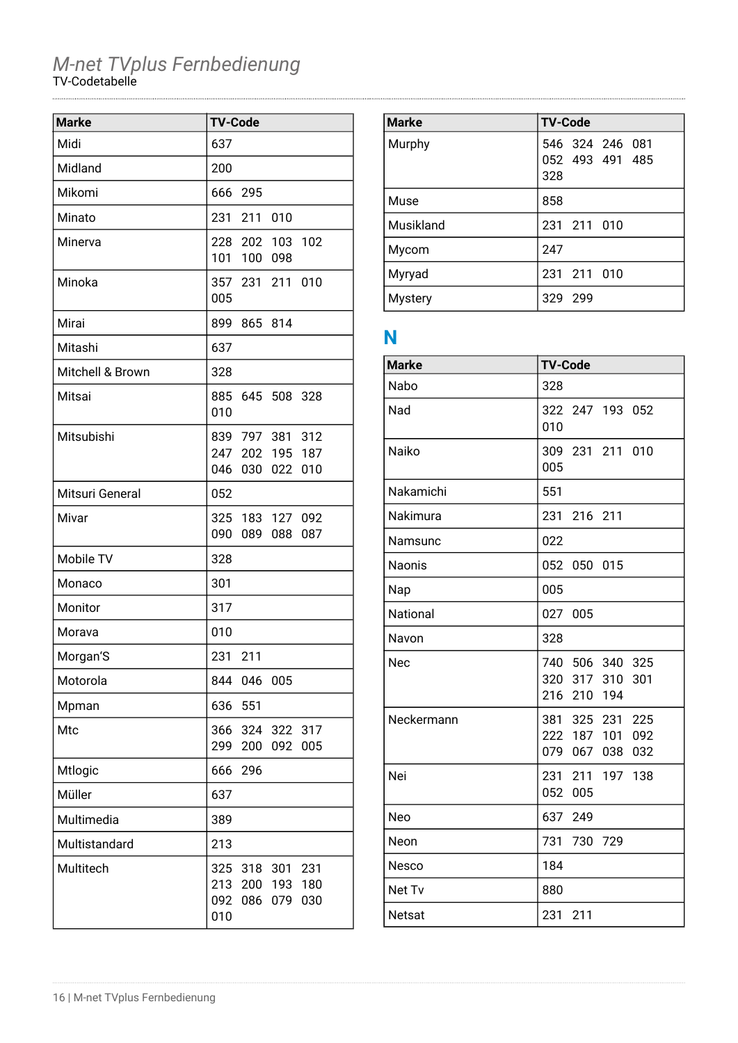| Marke | TV-Code |
|---|---|
| Midi | 637 |
| Midland | 200 |
| Mikomi | 666 295 |
| Minato | 231 211 010 |
| Minerva | 228 202 103 102 101 100 098 |
| Minoka | 357 231 211 010 005 |
| Mirai | 899 865 814 |
| Mitashi | 637 |
| Mitchell & Brown | 328 |
| Mitsai | 885 645 508 328 010 |
| Mitsubishi | 839 797 381 312 247 202 195 187 046 030 022 010 |
| Mitsuri General | 052 |
| Mivar | 325 183 127 092 090 089 088 087 |
| Mobile TV | 328 |
| Monaco | 301 |
| Monitor | 317 |
| Morava | 010 |
| Morgan'S | 231 211 |
| Motorola | 844 046 005 |
| Mpman | 636 551 |
| Mtc | 366 324 322 317 299 200 092 005 |
| Mtlogic | 666 296 |
| Müller | 637 |
| Multimedia | 389 |
| Multistandard | 213 |
| Multitech | 325 318 301 231 213 200 193 180 092 086 079 030 010 |

| Marke | TV-Code |
|---|---|
| Murphy | 546 324 246 081 052 493 491 485 328 |
| Muse | 858 |
| Musikland | 231 211 010 |
| Mycom | 247 |
| Myryad | 231 211 010 |
| Mystery | 329 299 |

## N

| Marke | TV-Code |
|---|---|
| Nabo | 328 |
| Nad | 322 247 193 052 010 |
| Naiko | 309 231 211 010 005 |
| Nakamichi | 551 |
| Nakimura | 231 216 211 |
| Namsunc | 022 |
| Naonis | 052 050 015 |
| Nap | 005 |
| National | 027 005 |
| Navon | 328 |
| Nec | 740 506 340 325 320 317 310 301 216 210 194 |
| Neckermann | 381 325 231 225 222 187 101 092 079 067 038 032 |
| Nei | 231 211 197 138 052 005 |
| Neo | 637 249 |
| Neon | 731 730 729 |
| Nesco | 184 |
| Net Tv | 880 |
| Netsat | 231 211 |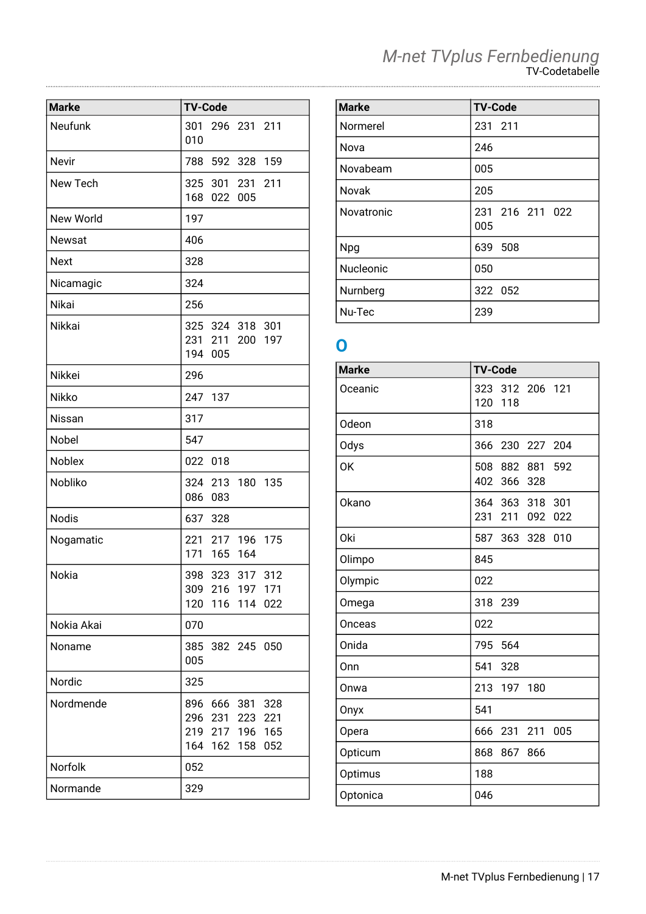| Marke | TV-Code |
|---|---|
| Neufunk | 301 296 231 211 010 |
| Nevir | 788 592 328 159 |
| New Tech | 325 301 231 211 168 022 005 |
| New World | 197 |
| Newsat | 406 |
| Next | 328 |
| Nicamagic | 324 |
| Nikai | 256 |
| Nikkai | 325 324 318 301 231 211 200 197 194 005 |
| Nikkei | 296 |
| Nikko | 247 137 |
| Nissan | 317 |
| Nobel | 547 |
| Noblex | 022 018 |
| Nobliko | 324 213 180 135 086 083 |
| Nodis | 637 328 |
| Nogamatic | 221 217 196 175 171 165 164 |
| Nokia | 398 323 317 312 309 216 197 171 120 116 114 022 |
| Nokia Akai | 070 |
| Noname | 385 382 245 050 005 |
| Nordic | 325 |
| Nordmende | 896 666 381 328 296 231 223 221 219 217 196 165 164 162 158 052 |
| Norfolk | 052 |
| Normande | 329 |

| Marke | TV-Code |
|---|---|
| Normerel | 231 211 |
| Nova | 246 |
| Novabeam | 005 |
| Novak | 205 |
| Novatronic | 231 216 211 022 005 |
| Npg | 639 508 |
| Nucleonic | 050 |
| Nurnberg | 322 052 |
| Nu-Tec | 239 |

## O

| Marke | TV-Code |
|---|---|
| Oceanic | 323 312 206 121 120 118 |
| Odeon | 318 |
| Odys | 366 230 227 204 |
| OK | 508 882 881 592 402 366 328 |
| Okano | 364 363 318 301 231 211 092 022 |
| Oki | 587 363 328 010 |
| Olimpo | 845 |
| Olympic | 022 |
| Omega | 318 239 |
| Onceas | 022 |
| Onida | 795 564 |
| Onn | 541 328 |
| Onwa | 213 197 180 |
| Onyx | 541 |
| Opera | 666 231 211 005 |
| Opticum | 868 867 866 |
| Optimus | 188 |
| Optonica | 046 |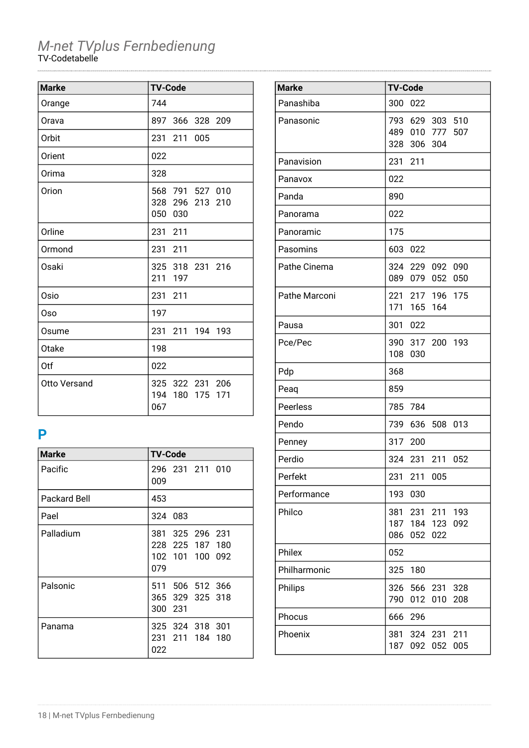| Marke | TV-Code |
|---|---|
| Orange | 744 |
| Orava | 897 366 328 209 |
| Orbit | 231 211 005 |
| Orient | 022 |
| Orima | 328 |
| Orion | 568 791 527 010 328 296 213 210 050 030 |
| Orline | 231 211 |
| Ormond | 231 211 |
| Osaki | 325 318 231 216 211 197 |
| Osio | 231 211 |
| Oso | 197 |
| Osume | 231 211 194 193 |
| Otake | 198 |
| Otf | 022 |
| Otto Versand | 325 322 231 206 194 180 175 171 067 |

## P

| Marke | TV-Code |
|---|---|
| Pacific | 296 231 211 010 009 |
| Packard Bell | 453 |
| Pael | 324 083 |
| Palladium | 381 325 296 231 228 225 187 180 102 101 100 092 079 |
| Palsonic | 511 506 512 366 365 329 325 318 300 231 |
| Panama | 325 324 318 301 231 211 184 180 022 |
| Panashiba | 300 022 |
| Panasonic | 793 629 303 510 489 010 777 507 328 306 304 |
| Panavision | 231 211 |
| Panavox | 022 |
| Panda | 890 |
| Panorama | 022 |
| Panoramic | 175 |
| Pasomins | 603 022 |
| Pathe Cinema | 324 229 092 090 089 079 052 050 |
| Pathe Marconi | 221 217 196 175 171 165 164 |
| Pausa | 301 022 |
| Pce/Pec | 390 317 200 193 108 030 |
| Pdp | 368 |
| Peaq | 859 |
| Peerless | 785 784 |
| Pendo | 739 636 508 013 |
| Penney | 317 200 |
| Perdio | 324 231 211 052 |
| Perfekt | 231 211 005 |
| Performance | 193 030 |
| Philco | 381 231 211 193 187 184 123 092 086 052 022 |
| Philex | 052 |
| Philharmonic | 325 180 |
| Philips | 326 566 231 328 790 012 010 208 |
| Phocus | 666 296 |
| Phoenix | 381 324 231 211 187 092 052 005 |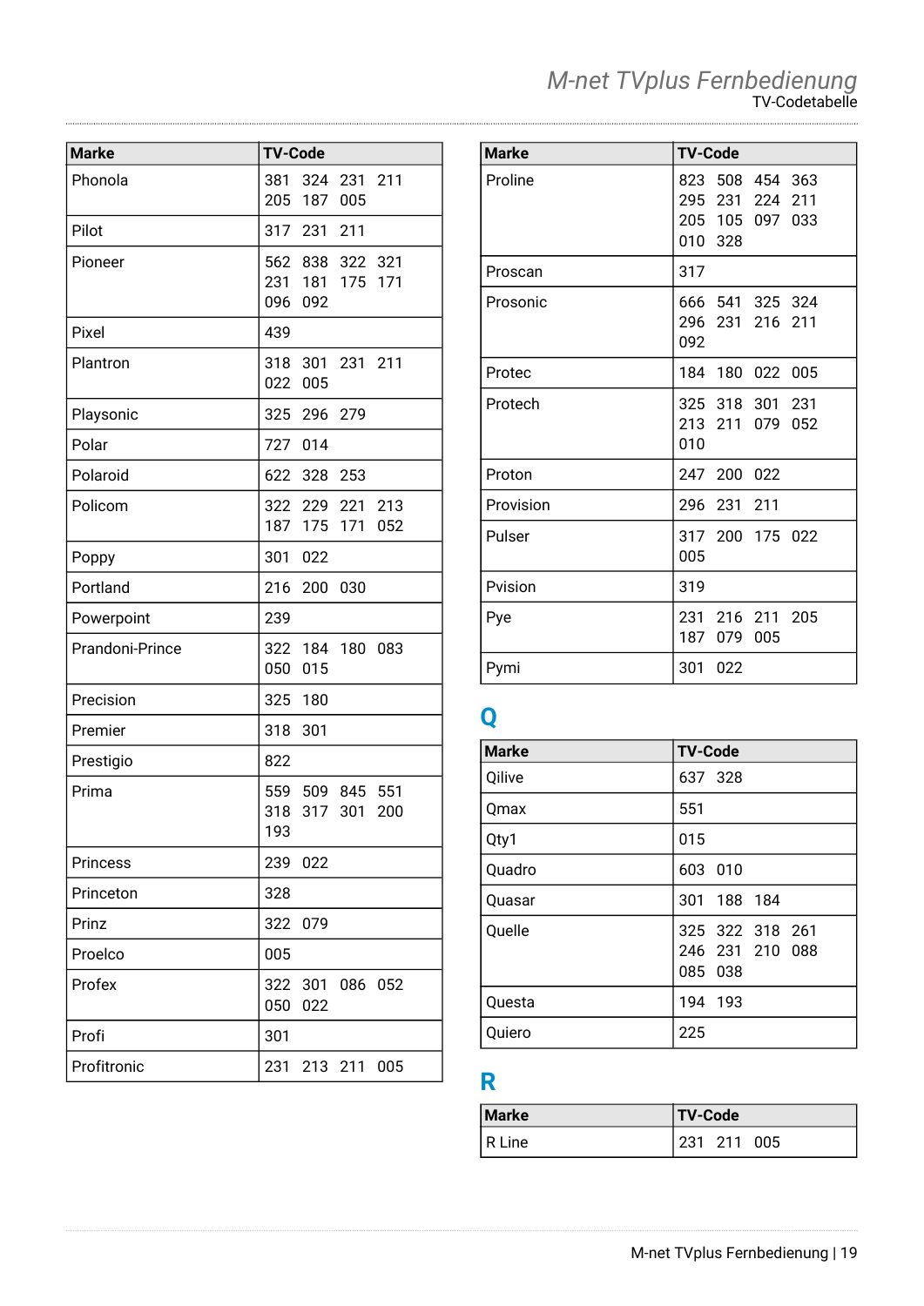| Marke | TV-Code |
|---|---|
| Phonola | 381 324 231 211 205 187 005 |
| Pilot | 317 231 211 |
| Pioneer | 562 838 322 321 231 181 175 171 096 092 |
| Pixel | 439 |
| Plantron | 318 301 231 211 022 005 |
| Playsonic | 325 296 279 |
| Polar | 727 014 |
| Polaroid | 622 328 253 |
| Policom | 322 229 221 213 187 175 171 052 |
| Poppy | 301 022 |
| Portland | 216 200 030 |
| Powerpoint | 239 |
| Prandoni-Prince | 322 184 180 083 050 015 |
| Precision | 325 180 |
| Premier | 318 301 |
| Prestigio | 822 |
| Prima | 559 509 845 551 318 317 301 200 193 |
| Princess | 239 022 |
| Princeton | 328 |
| Prinz | 322 079 |
| Proelco | 005 |
| Profex | 322 301 086 052 050 022 |
| Profi | 301 |
| Profitronic | 231 213 211 005 |
| Proline | 823 508 454 363 295 231 224 211 205 105 097 033 010 328 |
| Proscan | 317 |
| Prosonic | 666 541 325 324 296 231 216 211 092 |
| Protec | 184 180 022 005 |
| Protech | 325 318 301 231 213 211 079 052 010 |
| Proton | 247 200 022 |
| Provision | 296 231 211 |
| Pulser | 317 200 175 022 005 |
| Pvision | 319 |
| Pye | 231 216 211 205 187 079 005 |
| Pymi | 301 022 |

## Q

| Marke | TV-Code |
|---|---|
| Qilive | 637 328 |
| Qmax | 551 |
| Qty1 | 015 |
| Quadro | 603 010 |
| Quasar | 301 188 184 |
| Quelle | 325 322 318 261 246 231 210 088 085 038 |
| Questa | 194 193 |
| Quiero | 225 |

## R

| Marke | TV-Code |
|---|---|
| R Line | 231 211 005 |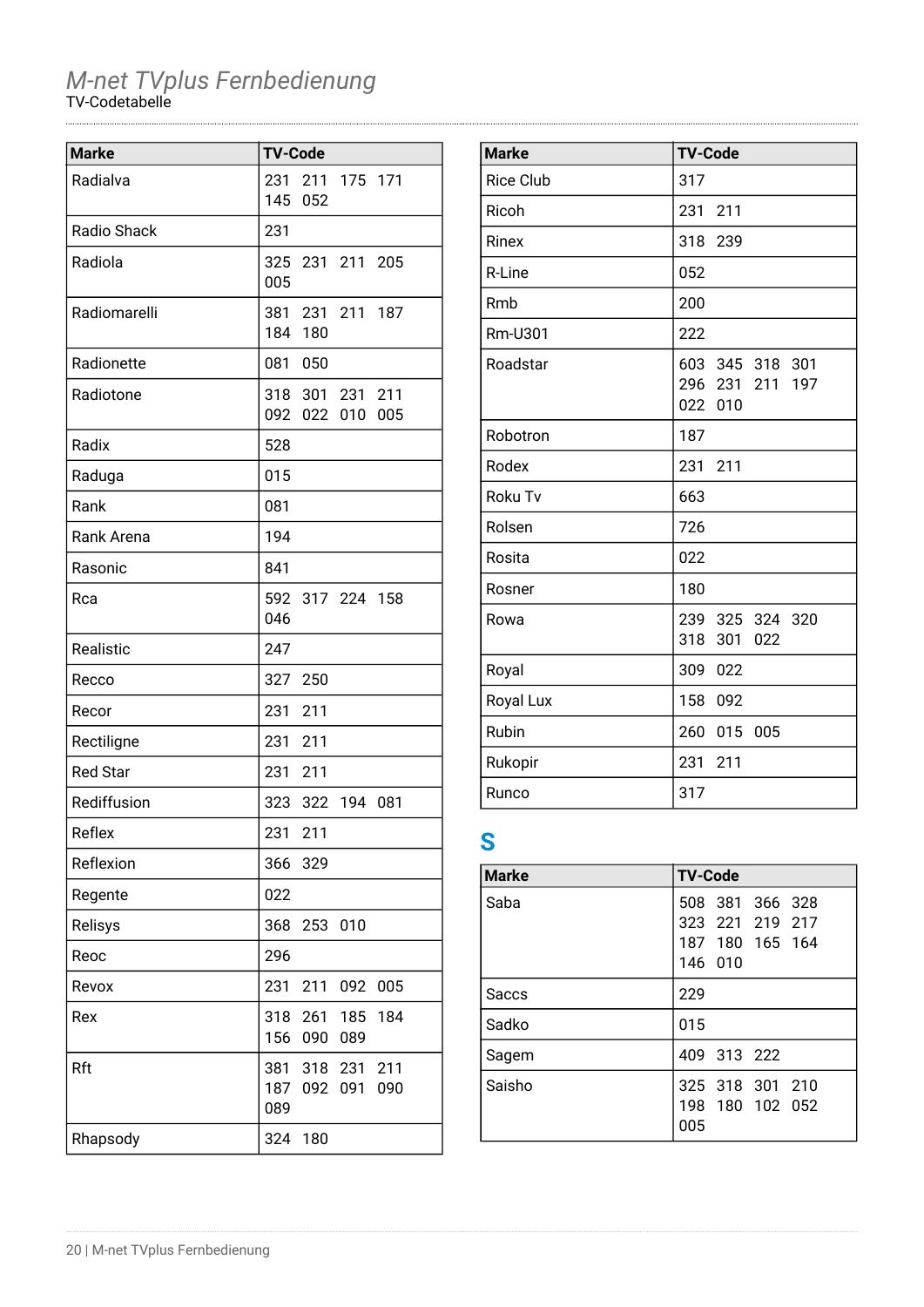# M-net TVplus Fernbedienung

TV-Codetabelle

| Marke | TV-Code |
| --- | --- |
| Radialva | 231 211 175 171 145 052 |
| Radio Shack | 231 |
| Radiola | 325 231 211 205 005 |
| Radiomarelli | 381 231 211 187 184 180 |
| Radionette | 081 050 |
| Radiotone | 318 301 231 211 092 022 010 005 |
| Radix | 528 |
| Raduga | 015 |
| Rank | 081 |
| Rank Arena | 194 |
| Rasonic | 841 |
| Rca | 592 317 224 158 046 |
| Realistic | 247 |
| Recco | 327 250 |
| Recor | 231 211 |
| Rectiligne | 231 211 |
| Red Star | 231 211 |
| Rediffusion | 323 322 194 081 |
| Reflex | 231 211 |
| Reflexion | 366 329 |
| Regente | 022 |
| Relisys | 368 253 010 |
| Reoc | 296 |
| Revox | 231 211 092 005 |
| Rex | 318 261 185 184 156 090 089 |
| Rft | 381 318 231 211 187 092 091 090 089 |
| Rhapsody | 324 180 |
| Rice Club | 317 |
| Ricoh | 231 211 |
| Rinex | 318 239 |
| R-Line | 052 |
| Rmb | 200 |
| Rm-U301 | 222 |
| Roadstar | 603 345 318 301 296 231 211 197 022 010 |
| Robotron | 187 |
| Rodex | 231 211 |
| Roku Tv | 663 |
| Rolsen | 726 |
| Rosita | 022 |
| Rosner | 180 |
| Rowa | 239 325 324 320 318 301 022 |
| Royal | 309 022 |
| Royal Lux | 158 092 |
| Rubin | 260 015 005 |
| Rukopir | 231 211 |
| Runco | 317 |

## S

| Marke | TV-Code |
| --- | --- |
| Saba | 508 381 366 328 323 221 219 217 187 180 165 164 146 010 |
| Saccs | 229 |
| Sadko | 015 |
| Sagem | 409 313 222 |
| Saisho | 325 318 301 210 198 180 102 052 005 |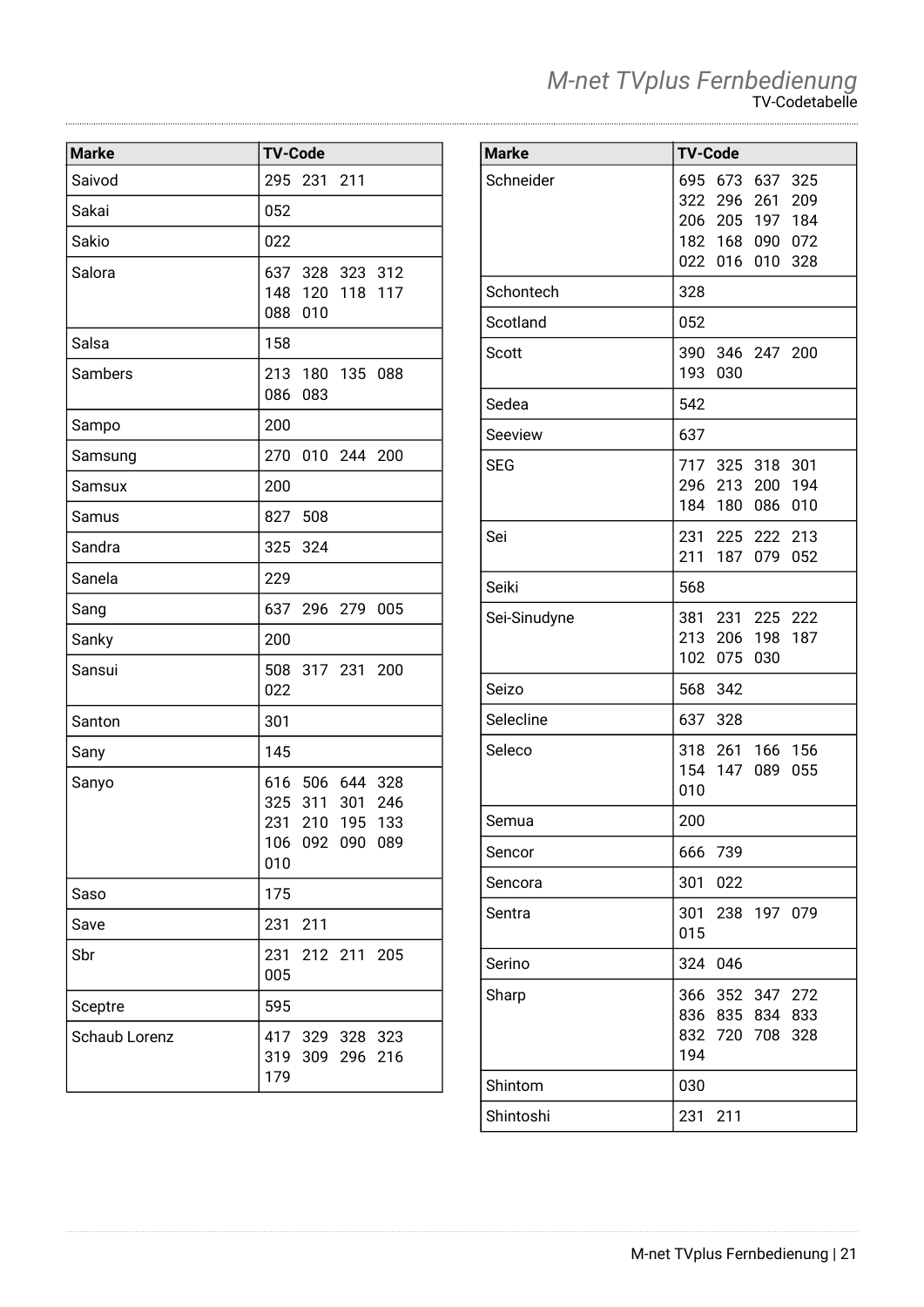| Marke | TV-Code |
|---|---|
| Saivod | 295 231 211 |
| Sakai | 052 |
| Sakio | 022 |
| Salora | 637 328 323 312 148 120 118 117 088 010 |
| Salsa | 158 |
| Sambers | 213 180 135 088 086 083 |
| Sampo | 200 |
| Samsung | 270 010 244 200 |
| Samsux | 200 |
| Samus | 827 508 |
| Sandra | 325 324 |
| Sanela | 229 |
| Sang | 637 296 279 005 |
| Sanky | 200 |
| Sansui | 508 317 231 200 022 |
| Santon | 301 |
| Sany | 145 |
| Sanyo | 616 506 644 328 325 311 301 246 231 210 195 133 106 092 090 089 010 |
| Saso | 175 |
| Save | 231 211 |
| Sbr | 231 212 211 205 005 |
| Sceptre | 595 |
| Schaub Lorenz | 417 329 328 323 319 309 296 216 179 |

| Marke | TV-Code |
|---|---|
| Schneider | 695 673 637 325 322 296 261 209 206 205 197 184 182 168 090 072 022 016 010 328 |
| Schontech | 328 |
| Scotland | 052 |
| Scott | 390 346 247 200 193 030 |
| Sedea | 542 |
| Seeview | 637 |
| SEG | 717 325 318 301 296 213 200 194 184 180 086 010 |
| Sei | 231 225 222 213 211 187 079 052 |
| Seiki | 568 |
| Sei-Sinudyne | 381 231 225 222 213 206 198 187 102 075 030 |
| Seizo | 568 342 |
| Selecline | 637 328 |
| Seleco | 318 261 166 156 154 147 089 055 010 |
| Semua | 200 |
| Sencor | 666 739 |
| Sencora | 301 022 |
| Sentra | 301 238 197 079 015 |
| Serino | 324 046 |
| Sharp | 366 352 347 272 836 835 834 833 832 720 708 328 194 |
| Shintom | 030 |
| Shintoshi | 231 211 |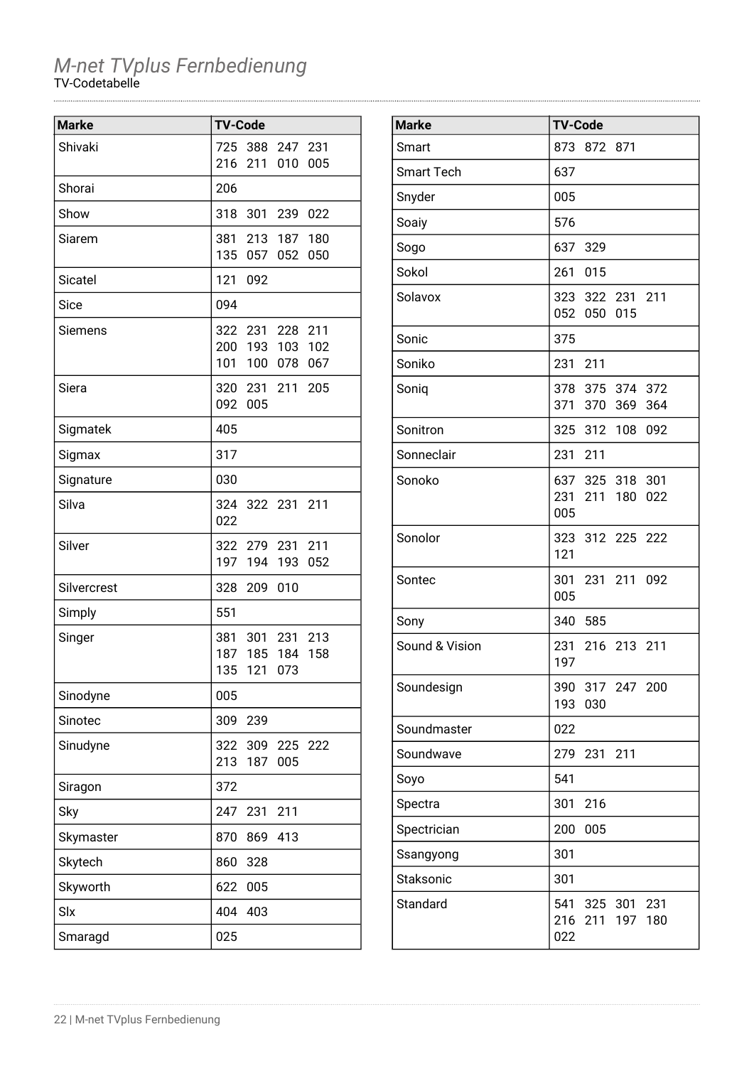*M-net TVplus Fernbedienung*

TV-Codetabelle

| Marke | TV-Code |
|---|---|
| Shivaki | 725 388 247 231 216 211 010 005 |
| Shorai | 206 |
| Show | 318 301 239 022 |
| Siarem | 381 213 187 180 135 057 052 050 |
| Sicatel | 121 092 |
| Sice | 094 |
| Siemens | 322 231 228 211 200 193 103 102 101 100 078 067 |
| Siera | 320 231 211 205 092 005 |
| Sigmatek | 405 |
| Sigmax | 317 |
| Signature | 030 |
| Silva | 324 322 231 211 022 |
| Silver | 322 279 231 211 197 194 193 052 |
| Silvercrest | 328 209 010 |
| Simply | 551 |
| Singer | 381 301 231 213 187 185 184 158 135 121 073 |
| Sinodyne | 005 |
| Sinotec | 309 239 |
| Sinudyne | 322 309 225 222 213 187 005 |
| Siragon | 372 |
| Sky | 247 231 211 |
| Skymaster | 870 869 413 |
| Skytech | 860 328 |
| Skyworth | 622 005 |
| Slx | 404 403 |
| Smaragd | 025 |

| Marke | TV-Code |
|---|---|
| Smart | 873 872 871 |
| Smart Tech | 637 |
| Snyder | 005 |
| Soaiy | 576 |
| Sogo | 637 329 |
| Sokol | 261 015 |
| Solavox | 323 322 231 211 052 050 015 |
| Sonic | 375 |
| Soniko | 231 211 |
| Soniq | 378 375 374 372 371 370 369 364 |
| Sonitron | 325 312 108 092 |
| Sonneclair | 231 211 |
| Sonoko | 637 325 318 301 231 211 180 022 005 |
| Sonolor | 323 312 225 222 121 |
| Sontec | 301 231 211 092 005 |
| Sony | 340 585 |
| Sound & Vision | 231 216 213 211 197 |
| Soundesign | 390 317 247 200 193 030 |
| Soundmaster | 022 |
| Soundwave | 279 231 211 |
| Soyo | 541 |
| Spectra | 301 216 |
| Spectrician | 200 005 |
| Ssangyong | 301 |
| Staksonic | 301 |
| Standard | 541 325 301 231 216 211 197 180 022 |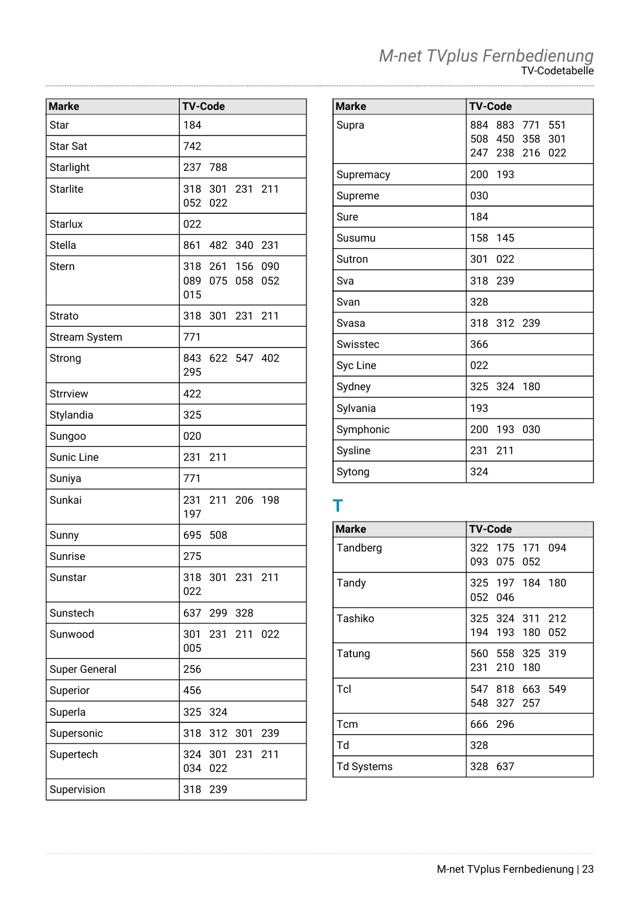| Marke | TV-Code |
|---|---|
| Star | 184 |
| Star Sat | 742 |
| Starlight | 237 788 |
| Starlite | 318 301 231 211 052 022 |
| Starlux | 022 |
| Stella | 861 482 340 231 |
| Stern | 318 261 156 090 089 075 058 052 015 |
| Strato | 318 301 231 211 |
| Stream System | 771 |
| Strong | 843 622 547 402 295 |
| Strrview | 422 |
| Stylandia | 325 |
| Sungoo | 020 |
| Sunic Line | 231 211 |
| Suniya | 771 |
| Sunkai | 231 211 206 198 197 |
| Sunny | 695 508 |
| Sunrise | 275 |
| Sunstar | 318 301 231 211 022 |
| Sunstech | 637 299 328 |
| Sunwood | 301 231 211 022 005 |
| Super General | 256 |
| Superior | 456 |
| Superla | 325 324 |
| Supersonic | 318 312 301 239 |
| Supertech | 324 301 231 211 034 022 |
| Supervision | 318 239 |
| Supra | 884 883 771 551 508 450 358 301 247 238 216 022 |
| Supremacy | 200 193 |
| Supreme | 030 |
| Sure | 184 |
| Susumu | 158 145 |
| Sutron | 301 022 |
| Sva | 318 239 |
| Svan | 328 |
| Svasa | 318 312 239 |
| Swisstec | 366 |
| Syc Line | 022 |
| Sydney | 325 324 180 |
| Sylvania | 193 |
| Symphonic | 200 193 030 |
| Sysline | 231 211 |
| Sytong | 324 |

## T

| Marke | TV-Code |
|---|---|
| Tandberg | 322 175 171 094 093 075 052 |
| Tandy | 325 197 184 180 052 046 |
| Tashiko | 325 324 311 212 194 193 180 052 |
| Tatung | 560 558 325 319 231 210 180 |
| Tcl | 547 818 663 549 548 327 257 |
| Tcm | 666 296 |
| Td | 328 |
| Td Systems | 328 637 |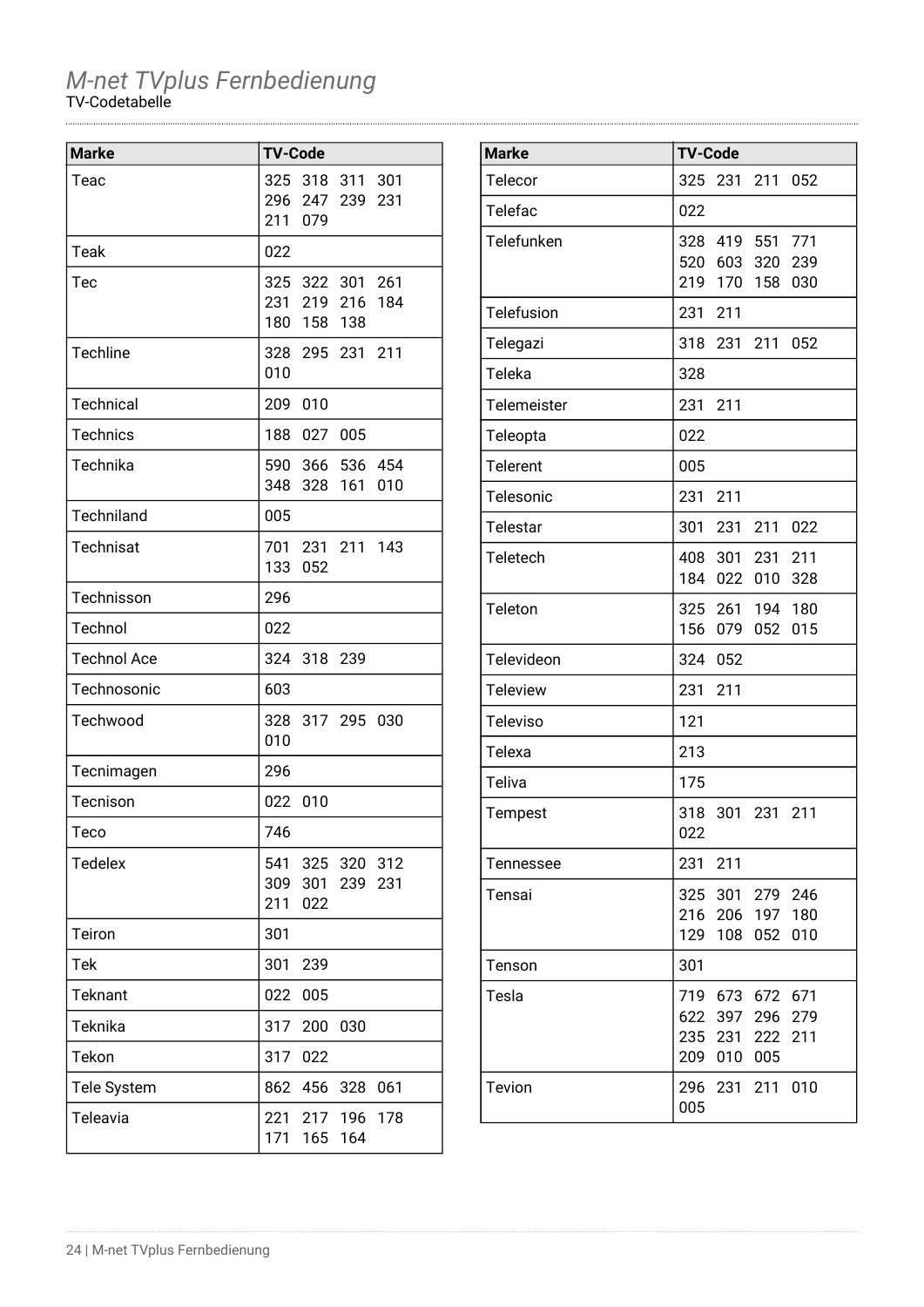# M-net TVplus Fernbedienung

TV-Codetabelle

| Marke | TV-Code |
|---|---|
| Teac | 325 318 311 301 296 247 239 231 211 079 |
| Teak | 022 |
| Tec | 325 322 301 261 231 219 216 184 180 158 138 |
| Techline | 328 295 231 211 010 |
| Technical | 209 010 |
| Technics | 188 027 005 |
| Technika | 590 366 536 454 348 328 161 010 |
| Techniland | 005 |
| Technisat | 701 231 211 143 133 052 |
| Technisson | 296 |
| Technol | 022 |
| Technol Ace | 324 318 239 |
| Technosonic | 603 |
| Techwood | 328 317 295 030 010 |
| Tecnimagen | 296 |
| Tecnison | 022 010 |
| Teco | 746 |
| Tedelex | 541 325 320 312 309 301 239 231 211 022 |
| Teiron | 301 |
| Tek | 301 239 |
| Teknant | 022 005 |
| Teknika | 317 200 030 |
| Tekon | 317 022 |
| Tele System | 862 456 328 061 |
| Teleavia | 221 217 196 178 171 165 164 |
| Telecor | 325 231 211 052 |
| Telefac | 022 |
| Telefunken | 328 419 551 771 520 603 320 239 219 170 158 030 |
| Telefusion | 231 211 |
| Telegazi | 318 231 211 052 |
| Teleka | 328 |
| Telemeister | 231 211 |
| Teleopta | 022 |
| Telerent | 005 |
| Telesonic | 231 211 |
| Telestar | 301 231 211 022 |
| Teletech | 408 301 231 211 184 022 010 328 |
| Teleton | 325 261 194 180 156 079 052 015 |
| Televideon | 324 052 |
| Teleview | 231 211 |
| Televiso | 121 |
| Telexa | 213 |
| Teliva | 175 |
| Tempest | 318 301 231 211 022 |
| Tennessee | 231 211 |
| Tensai | 325 301 279 246 216 206 197 180 129 108 052 010 |
| Tenson | 301 |
| Tesla | 719 673 672 671 622 397 296 279 235 231 222 211 209 010 005 |
| Tevion | 296 231 211 010 005 |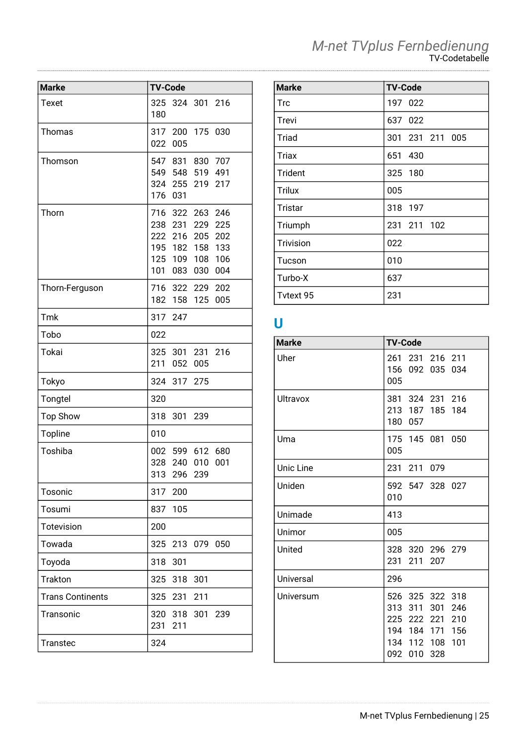| Marke | TV-Code |
|---|---|
| Texet | 325 324 301 216 180 |
| Thomas | 317 200 175 030 022 005 |
| Thomson | 547 831 830 707 549 548 519 491 324 255 219 217 176 031 |
| Thorn | 716 322 263 246 238 231 229 225 222 216 205 202 195 182 158 133 125 109 108 106 101 083 030 004 |
| Thorn-Ferguson | 716 322 229 202 182 158 125 005 |
| Tmk | 317 247 |
| Tobo | 022 |
| Tokai | 325 301 231 216 211 052 005 |
| Tokyo | 324 317 275 |
| Tongtel | 320 |
| Top Show | 318 301 239 |
| Topline | 010 |
| Toshiba | 002 599 612 680 328 240 010 001 313 296 239 |
| Tosonic | 317 200 |
| Tosumi | 837 105 |
| Totevision | 200 |
| Towada | 325 213 079 050 |
| Toyoda | 318 301 |
| Trakton | 325 318 301 |
| Trans Continents | 325 231 211 |
| Transonic | 320 318 301 239 231 211 |
| Transtec | 324 |
| Trc | 197 022 |
| Trevi | 637 022 |
| Triad | 301 231 211 005 |
| Triax | 651 430 |
| Trident | 325 180 |
| Trilux | 005 |
| Tristar | 318 197 |
| Triumph | 231 211 102 |
| Trivision | 022 |
| Tucson | 010 |
| Turbo-X | 637 |
| Tvtext 95 | 231 |

## U

| Marke | TV-Code |
|---|---|
| Uher | 261 231 216 211 156 092 035 034 005 |
| Ultravox | 381 324 231 216 213 187 185 184 180 057 |
| Uma | 175 145 081 050 005 |
| Unic Line | 231 211 079 |
| Uniden | 592 547 328 027 010 |
| Unimade | 413 |
| Unimor | 005 |
| United | 328 320 296 279 231 211 207 |
| Universal | 296 |
| Universum | 526 325 322 318 313 311 301 246 225 222 221 210 194 184 171 156 134 112 108 101 092 010 328 |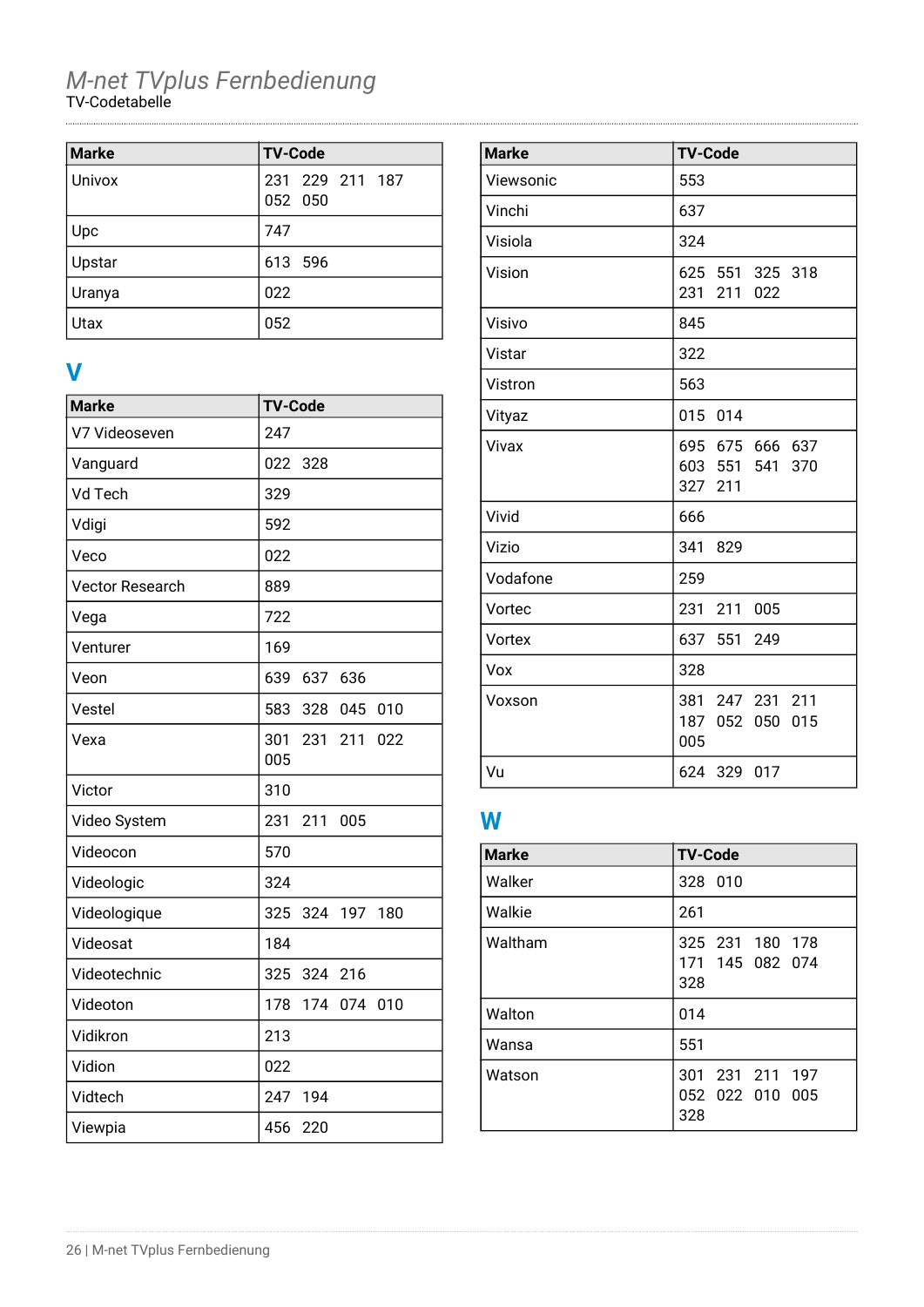| Marke | TV-Code |
|---|---|
| Univox | 231 229 211 187 052 050 |
| Upc | 747 |
| Upstar | 613 596 |
| Uranya | 022 |
| Utax | 052 |

## V

| Marke | TV-Code |
|---|---|
| V7 Videoseven | 247 |
| Vanguard | 022 328 |
| Vd Tech | 329 |
| Vdigi | 592 |
| Veco | 022 |
| Vector Research | 889 |
| Vega | 722 |
| Venturer | 169 |
| Veon | 639 637 636 |
| Vestel | 583 328 045 010 |
| Vexa | 301 231 211 022 005 |
| Victor | 310 |
| Video System | 231 211 005 |
| Videocon | 570 |
| Videologic | 324 |
| Videologique | 325 324 197 180 |
| Videosat | 184 |
| Videotechnic | 325 324 216 |
| Videoton | 178 174 074 010 |
| Vidikron | 213 |
| Vidion | 022 |
| Vidtech | 247 194 |
| Viewpia | 456 220 |
| Viewsonic | 553 |
| Vinchi | 637 |
| Visiola | 324 |
| Vision | 625 551 325 318 231 211 022 |
| Visivo | 845 |
| Vistar | 322 |
| Vistron | 563 |
| Vityaz | 015 014 |
| Vivax | 695 675 666 637 603 551 541 370 327 211 |
| Vivid | 666 |
| Vizio | 341 829 |
| Vodafone | 259 |
| Vortec | 231 211 005 |
| Vortex | 637 551 249 |
| Vox | 328 |
| Voxson | 381 247 231 211 187 052 050 015 005 |
| Vu | 624 329 017 |

## W

| Marke | TV-Code |
|---|---|
| Walker | 328 010 |
| Walkie | 261 |
| Waltham | 325 231 180 178 171 145 082 074 328 |
| Walton | 014 |
| Wansa | 551 |
| Watson | 301 231 211 197 052 022 010 005 328 |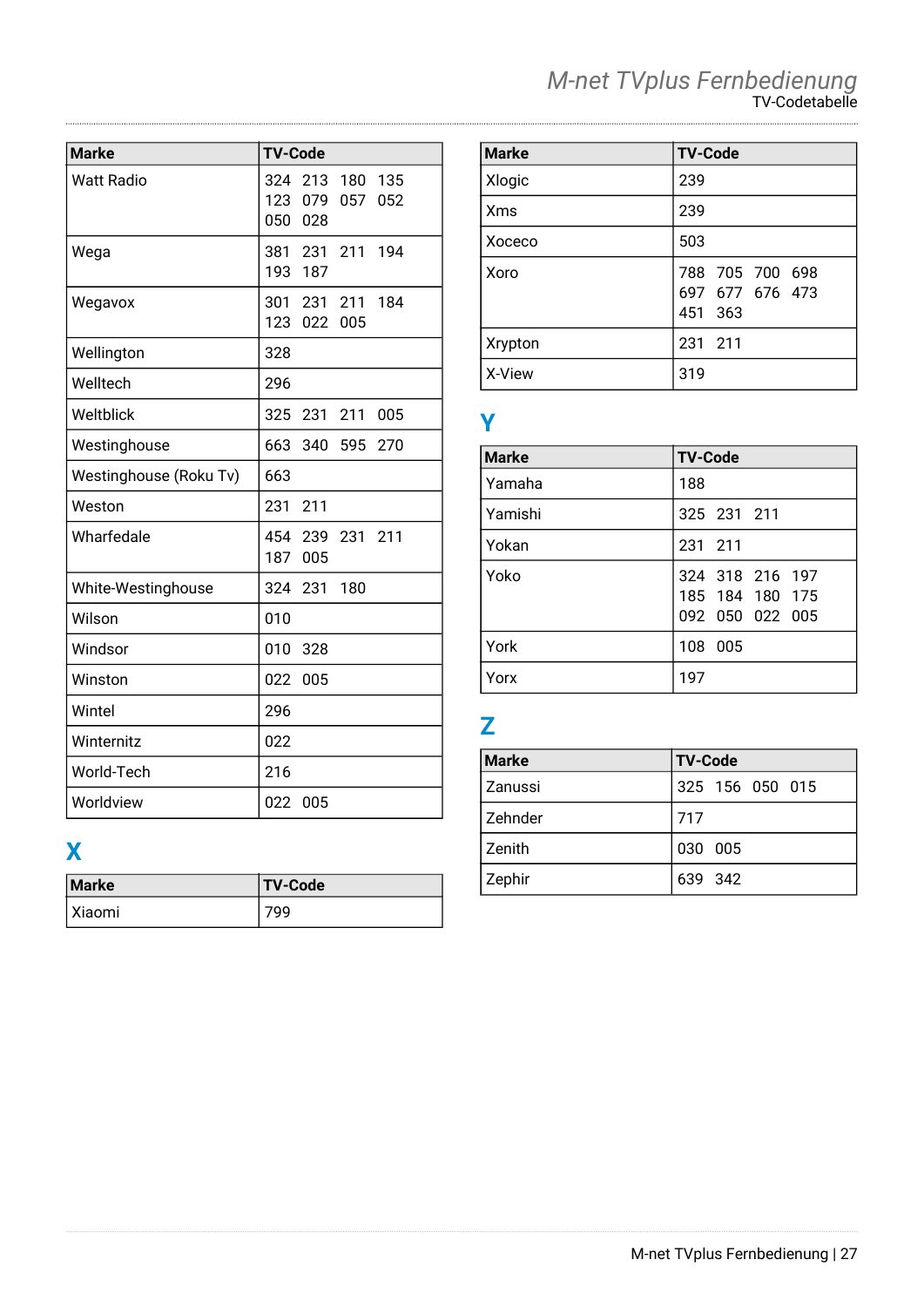| Marke | TV-Code |
| --- | --- |
| Watt Radio | 324 213 180 135 123 079 057 052 050 028 |
| Wega | 381 231 211 194 193 187 |
| Wegavox | 301 231 211 184 123 022 005 |
| Wellington | 328 |
| Welltech | 296 |
| Weltblick | 325 231 211 005 |
| Westinghouse | 663 340 595 270 |
| Westinghouse (Roku Tv) | 663 |
| Weston | 231 211 |
| Wharfedale | 454 239 231 211 187 005 |
| White-Westinghouse | 324 231 180 |
| Wilson | 010 |
| Windsor | 010 328 |
| Winston | 022 005 |
| Wintel | 296 |
| Winternitz | 022 |
| World-Tech | 216 |
| Worldview | 022 005 |

## X

| Marke | TV-Code |
| --- | --- |
| Xiaomi | 799 |
| Xlogic | 239 |
| Xms | 239 |
| Xoceco | 503 |
| Xoro | 788 705 700 698 697 677 676 473 451 363 |
| Xrypton | 231 211 |
| X-View | 319 |

## Y

| Marke | TV-Code |
| --- | --- |
| Yamaha | 188 |
| Yamishi | 325 231 211 |
| Yokan | 231 211 |
| Yoko | 324 318 216 197 185 184 180 175 092 050 022 005 |
| York | 108 005 |
| Yorx | 197 |

## Z

| Marke | TV-Code |
| --- | --- |
| Zanussi | 325 156 050 015 |
| Zehnder | 717 |
| Zenith | 030 005 |
| Zephir | 639 342 |